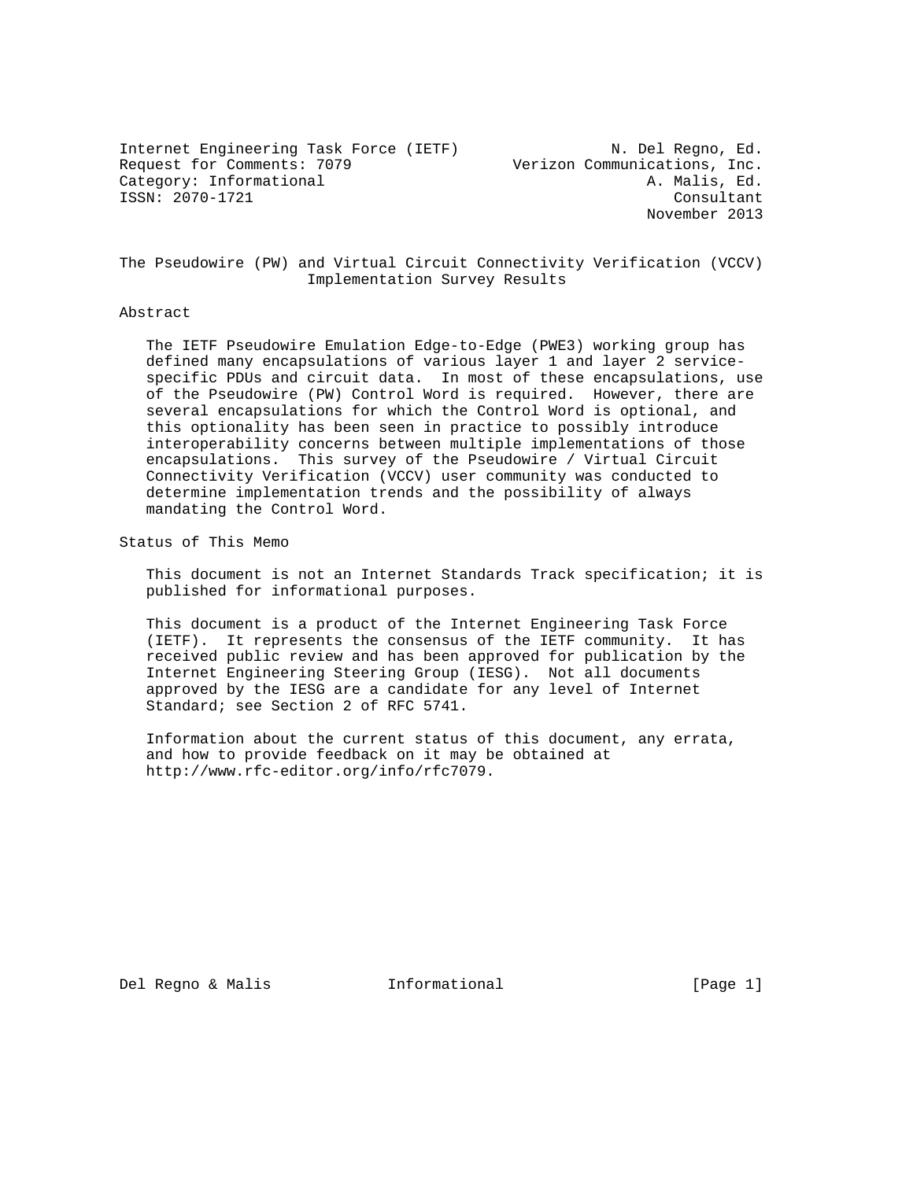Internet Engineering Task Force (IETF) N. Del Regno, Ed.
Request for Comments: 7079 Verizon Communications, Inc.
Category: Informational A. Malis, Ed.
ISSN: 2070-1721 Consultant
November 2013

# The Pseudowire (PW) and Virtual Circuit Connectivity Verification (VCCV) Implementation Survey Results

## Abstract

The IETF Pseudowire Emulation Edge-to-Edge (PWE3) working group has defined many encapsulations of various layer 1 and layer 2 service-specific PDUs and circuit data. In most of these encapsulations, use of the Pseudowire (PW) Control Word is required. However, there are several encapsulations for which the Control Word is optional, and this optionality has been seen in practice to possibly introduce interoperability concerns between multiple implementations of those encapsulations. This survey of the Pseudowire / Virtual Circuit Connectivity Verification (VCCV) user community was conducted to determine implementation trends and the possibility of always mandating the Control Word.

## Status of This Memo

This document is not an Internet Standards Track specification; it is published for informational purposes.

This document is a product of the Internet Engineering Task Force (IETF). It represents the consensus of the IETF community. It has received public review and has been approved for publication by the Internet Engineering Steering Group (IESG). Not all documents approved by the IESG are a candidate for any level of Internet Standard; see Section 2 of RFC 5741.

Information about the current status of this document, any errata, and how to provide feedback on it may be obtained at http://www.rfc-editor.org/info/rfc7079.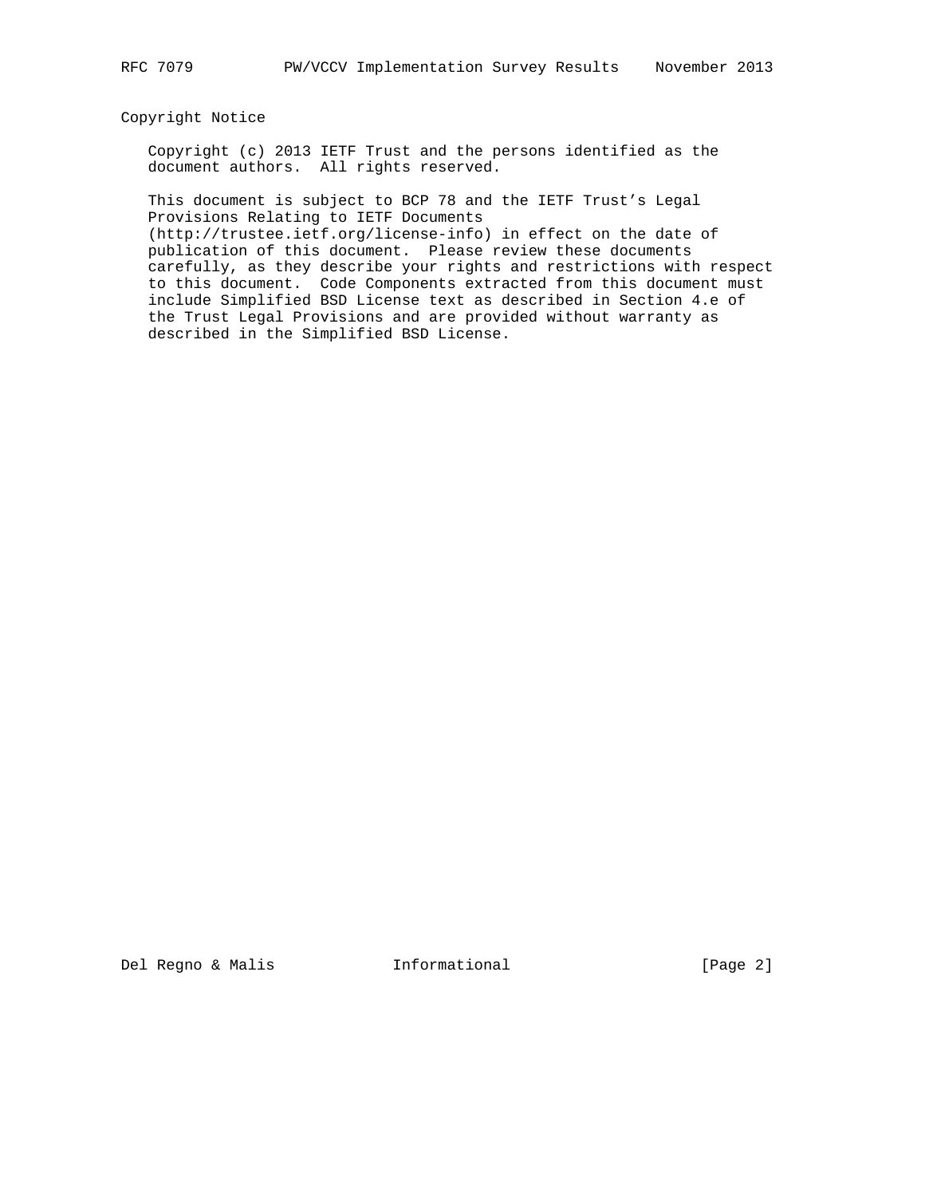## Copyright Notice

Copyright (c) 2013 IETF Trust and the persons identified as the document authors. All rights reserved.

This document is subject to BCP 78 and the IETF Trust's Legal Provisions Relating to IETF Documents (http://trustee.ietf.org/license-info) in effect on the date of publication of this document. Please review these documents carefully, as they describe your rights and restrictions with respect to this document. Code Components extracted from this document must include Simplified BSD License text as described in Section 4.e of the Trust Legal Provisions and are provided without warranty as described in the Simplified BSD License.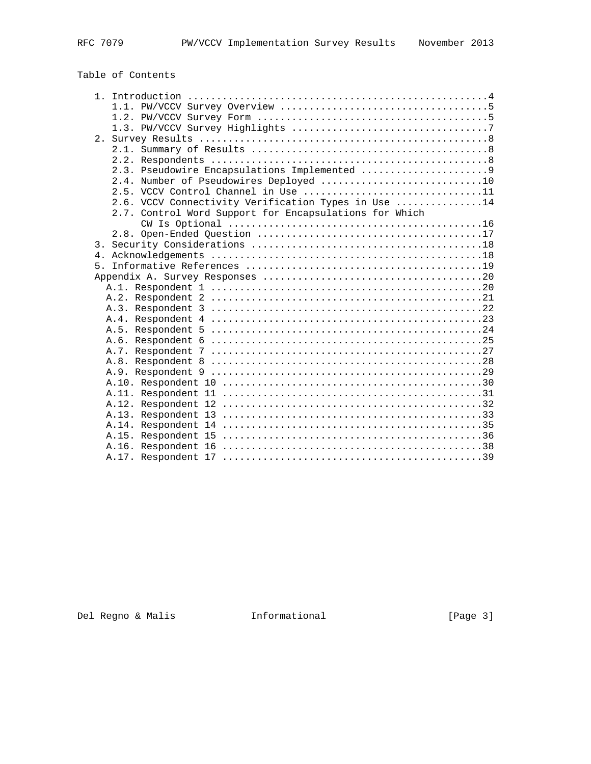Table of Contents

```
   1. Introduction ....................................................4
      1.1. PW/VCCV Survey Overview ....................................5
      1.2. PW/VCCV Survey Form ........................................5
      1.3. PW/VCCV Survey Highlights ..................................7
   2. Survey Results ..................................................8
      2.1. Summary of Results .........................................8
      2.2. Respondents ................................................8
      2.3. Pseudowire Encapsulations Implemented ......................9
      2.4. Number of Pseudowires Deployed ............................10
      2.5. VCCV Control Channel in Use ...............................11
      2.6. VCCV Connectivity Verification Types in Use ...............14
      2.7. Control Word Support for Encapsulations for Which
           CW Is Optional ............................................16
      2.8. Open-Ended Question .......................................17
   3. Security Considerations ........................................18
   4. Acknowledgements ...............................................18
   5. Informative References .........................................19
   Appendix A. Survey Responses ......................................20
     A.1. Respondent 1 ...............................................20
     A.2. Respondent 2 ...............................................21
     A.3. Respondent 3 ...............................................22
     A.4. Respondent 4 ...............................................23
     A.5. Respondent 5 ...............................................24
     A.6. Respondent 6 ...............................................25
     A.7. Respondent 7 ...............................................27
     A.8. Respondent 8 ...............................................28
     A.9. Respondent 9 ...............................................29
     A.10. Respondent 10 .............................................30
     A.11. Respondent 11 .............................................31
     A.12. Respondent 12 .............................................32
     A.13. Respondent 13 .............................................33
     A.14. Respondent 14 .............................................35
     A.15. Respondent 15 .............................................36
     A.16. Respondent 16 .............................................38
     A.17. Respondent 17 .............................................39
```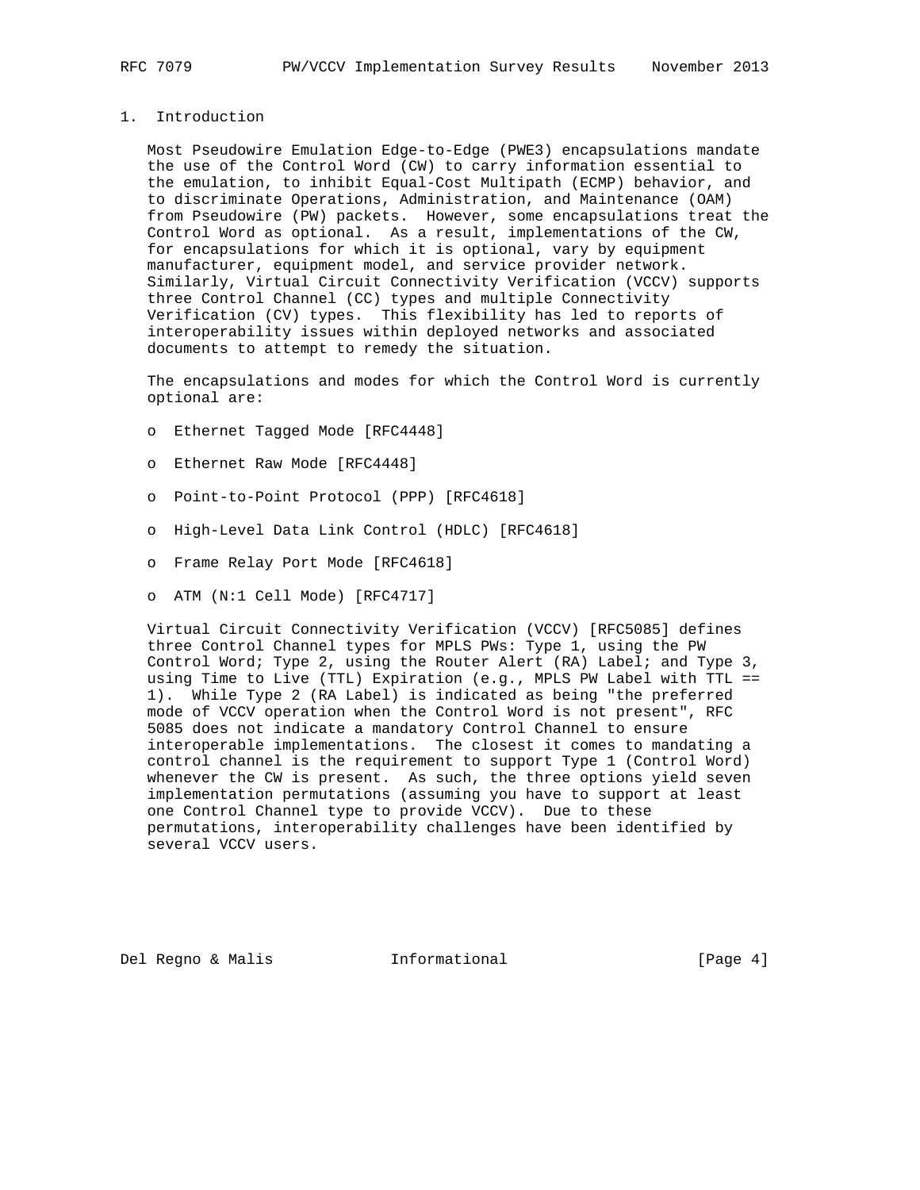# 1. Introduction

Most Pseudowire Emulation Edge-to-Edge (PWE3) encapsulations mandate the use of the Control Word (CW) to carry information essential to the emulation, to inhibit Equal-Cost Multipath (ECMP) behavior, and to discriminate Operations, Administration, and Maintenance (OAM) from Pseudowire (PW) packets. However, some encapsulations treat the Control Word as optional. As a result, implementations of the CW, for encapsulations for which it is optional, vary by equipment manufacturer, equipment model, and service provider network. Similarly, Virtual Circuit Connectivity Verification (VCCV) supports three Control Channel (CC) types and multiple Connectivity Verification (CV) types. This flexibility has led to reports of interoperability issues within deployed networks and associated documents to attempt to remedy the situation.

The encapsulations and modes for which the Control Word is currently optional are:

- Ethernet Tagged Mode [RFC4448]
- Ethernet Raw Mode [RFC4448]
- Point-to-Point Protocol (PPP) [RFC4618]
- High-Level Data Link Control (HDLC) [RFC4618]
- Frame Relay Port Mode [RFC4618]
- ATM (N:1 Cell Mode) [RFC4717]

Virtual Circuit Connectivity Verification (VCCV) [RFC5085] defines three Control Channel types for MPLS PWs: Type 1, using the PW Control Word; Type 2, using the Router Alert (RA) Label; and Type 3, using Time to Live (TTL) Expiration (e.g., MPLS PW Label with TTL == 1). While Type 2 (RA Label) is indicated as being "the preferred mode of VCCV operation when the Control Word is not present", RFC 5085 does not indicate a mandatory Control Channel to ensure interoperable implementations. The closest it comes to mandating a control channel is the requirement to support Type 1 (Control Word) whenever the CW is present. As such, the three options yield seven implementation permutations (assuming you have to support at least one Control Channel type to provide VCCV). Due to these permutations, interoperability challenges have been identified by several VCCV users.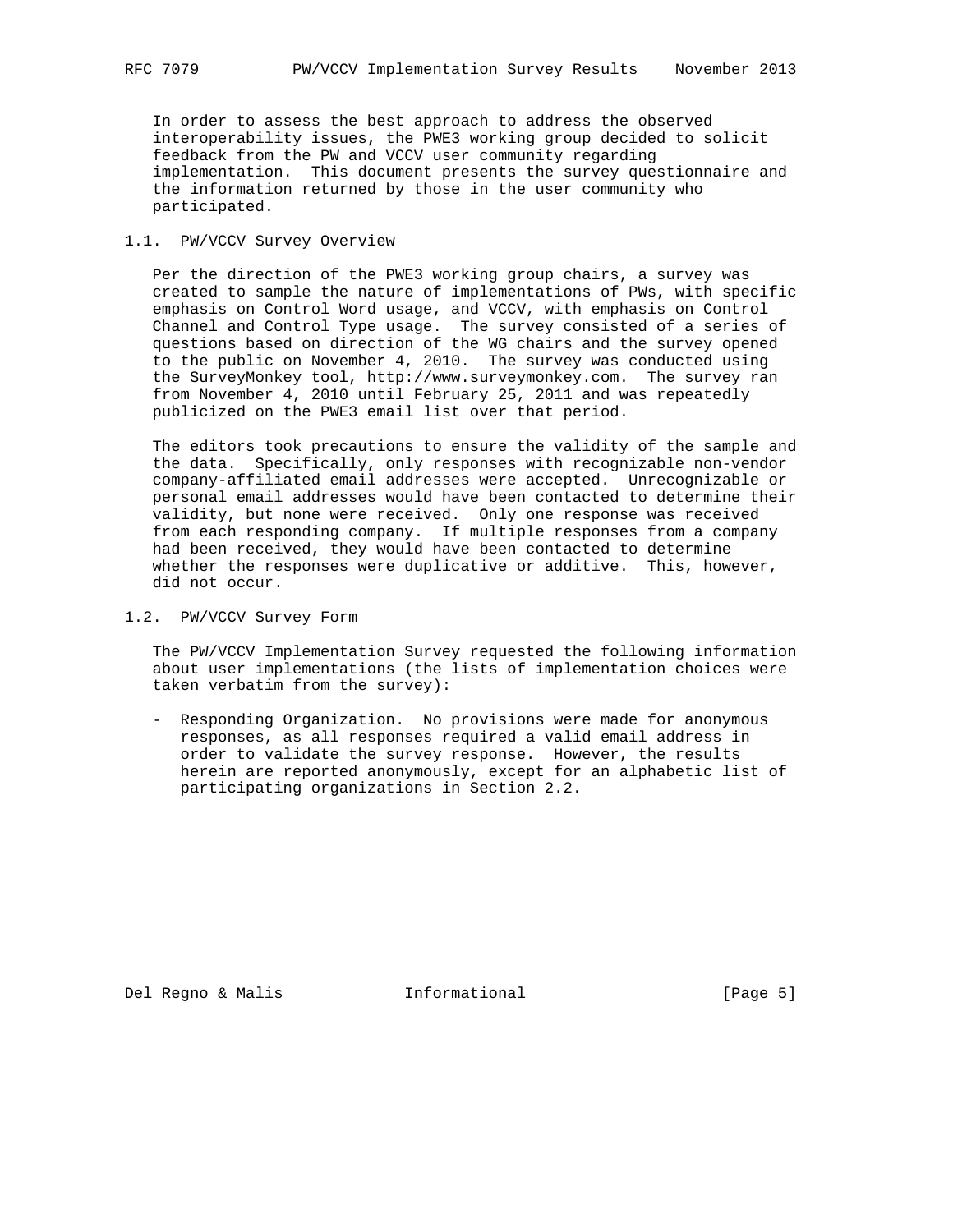In order to assess the best approach to address the observed interoperability issues, the PWE3 working group decided to solicit feedback from the PW and VCCV user community regarding implementation. This document presents the survey questionnaire and the information returned by those in the user community who participated.

## 1.1. PW/VCCV Survey Overview

Per the direction of the PWE3 working group chairs, a survey was created to sample the nature of implementations of PWs, with specific emphasis on Control Word usage, and VCCV, with emphasis on Control Channel and Control Type usage. The survey consisted of a series of questions based on direction of the WG chairs and the survey opened to the public on November 4, 2010. The survey was conducted using the SurveyMonkey tool, http://www.surveymonkey.com. The survey ran from November 4, 2010 until February 25, 2011 and was repeatedly publicized on the PWE3 email list over that period.

The editors took precautions to ensure the validity of the sample and the data. Specifically, only responses with recognizable non-vendor company-affiliated email addresses were accepted. Unrecognizable or personal email addresses would have been contacted to determine their validity, but none were received. Only one response was received from each responding company. If multiple responses from a company had been received, they would have been contacted to determine whether the responses were duplicative or additive. This, however, did not occur.

## 1.2. PW/VCCV Survey Form

The PW/VCCV Implementation Survey requested the following information about user implementations (the lists of implementation choices were taken verbatim from the survey):

- Responding Organization. No provisions were made for anonymous responses, as all responses required a valid email address in order to validate the survey response. However, the results herein are reported anonymously, except for an alphabetic list of participating organizations in Section 2.2.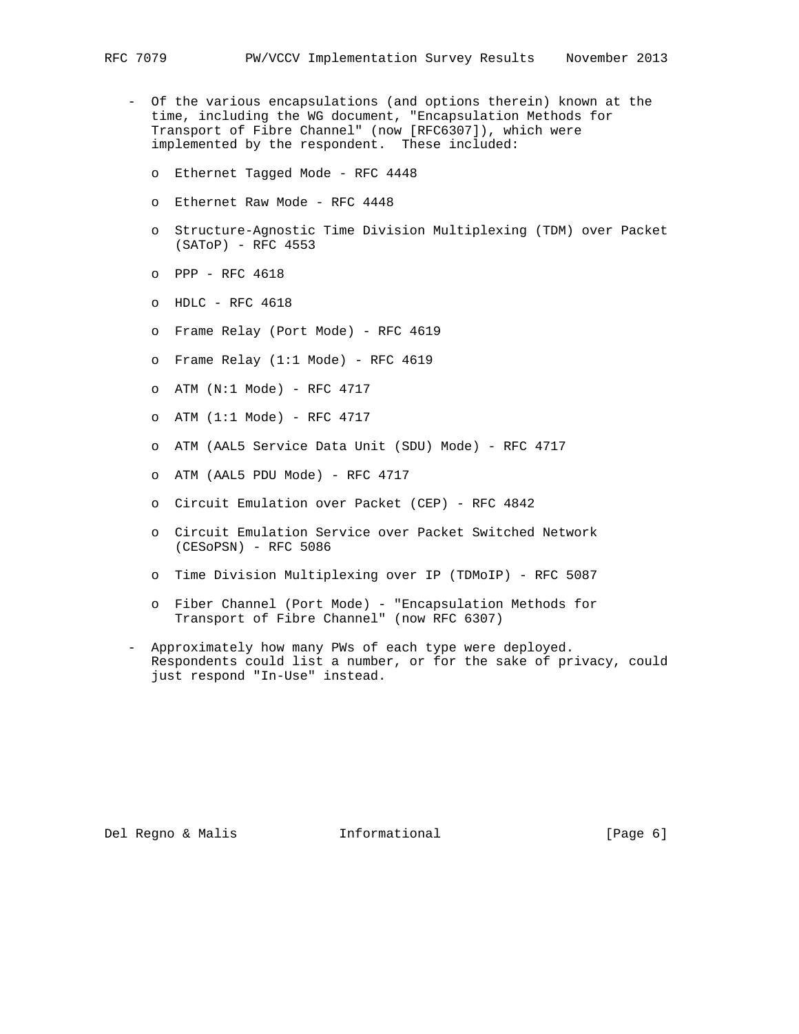- Of the various encapsulations (and options therein) known at the time, including the WG document, "Encapsulation Methods for Transport of Fibre Channel" (now [RFC6307]), which were implemented by the respondent. These included:

  - Ethernet Tagged Mode - RFC 4448
  - Ethernet Raw Mode - RFC 4448
  - Structure-Agnostic Time Division Multiplexing (TDM) over Packet (SAToP) - RFC 4553
  - PPP - RFC 4618
  - HDLC - RFC 4618
  - Frame Relay (Port Mode) - RFC 4619
  - Frame Relay (1:1 Mode) - RFC 4619
  - ATM (N:1 Mode) - RFC 4717
  - ATM (1:1 Mode) - RFC 4717
  - ATM (AAL5 Service Data Unit (SDU) Mode) - RFC 4717
  - ATM (AAL5 PDU Mode) - RFC 4717
  - Circuit Emulation over Packet (CEP) - RFC 4842
  - Circuit Emulation Service over Packet Switched Network (CESoPSN) - RFC 5086
  - Time Division Multiplexing over IP (TDMoIP) - RFC 5087
  - Fiber Channel (Port Mode) - "Encapsulation Methods for Transport of Fibre Channel" (now RFC 6307)

- Approximately how many PWs of each type were deployed. Respondents could list a number, or for the sake of privacy, could just respond "In-Use" instead.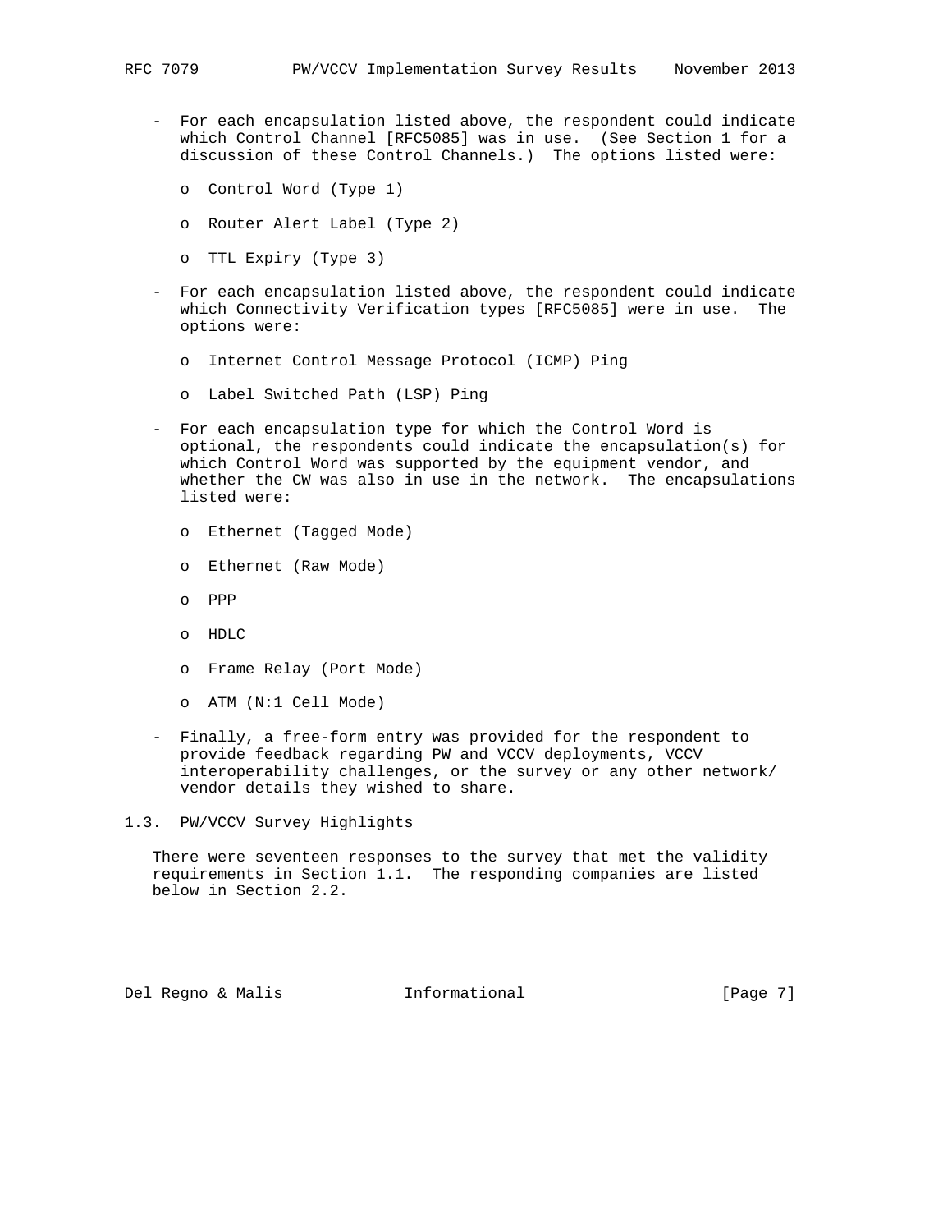- For each encapsulation listed above, the respondent could indicate which Control Channel [RFC5085] was in use. (See Section 1 for a discussion of these Control Channels.) The options listed were:

  - Control Word (Type 1)
  - Router Alert Label (Type 2)
  - TTL Expiry (Type 3)

- For each encapsulation listed above, the respondent could indicate which Connectivity Verification types [RFC5085] were in use. The options were:

  - Internet Control Message Protocol (ICMP) Ping
  - Label Switched Path (LSP) Ping

- For each encapsulation type for which the Control Word is optional, the respondents could indicate the encapsulation(s) for which Control Word was supported by the equipment vendor, and whether the CW was also in use in the network. The encapsulations listed were:

  - Ethernet (Tagged Mode)
  - Ethernet (Raw Mode)
  - PPP
  - HDLC
  - Frame Relay (Port Mode)
  - ATM (N:1 Cell Mode)

- Finally, a free-form entry was provided for the respondent to provide feedback regarding PW and VCCV deployments, VCCV interoperability challenges, or the survey or any other network/vendor details they wished to share.

### 1.3. PW/VCCV Survey Highlights

There were seventeen responses to the survey that met the validity requirements in Section 1.1. The responding companies are listed below in Section 2.2.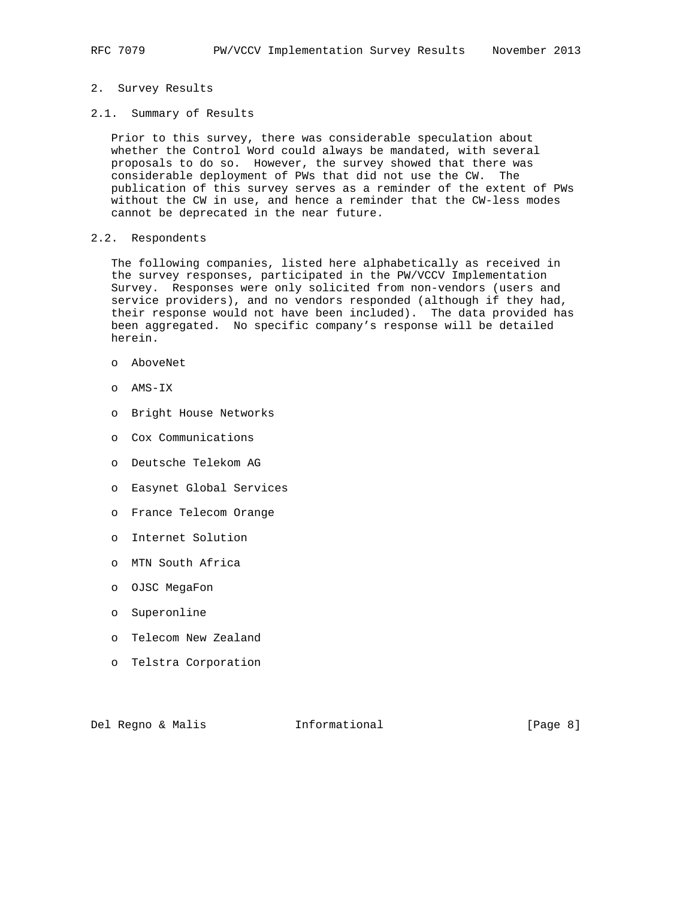## 2. Survey Results

### 2.1. Summary of Results

Prior to this survey, there was considerable speculation about whether the Control Word could always be mandated, with several proposals to do so. However, the survey showed that there was considerable deployment of PWs that did not use the CW. The publication of this survey serves as a reminder of the extent of PWs without the CW in use, and hence a reminder that the CW-less modes cannot be deprecated in the near future.

### 2.2. Respondents

The following companies, listed here alphabetically as received in the survey responses, participated in the PW/VCCV Implementation Survey. Responses were only solicited from non-vendors (users and service providers), and no vendors responded (although if they had, their response would not have been included). The data provided has been aggregated. No specific company's response will be detailed herein.

- AboveNet
- AMS-IX
- Bright House Networks
- Cox Communications
- Deutsche Telekom AG
- Easynet Global Services
- France Telecom Orange
- Internet Solution
- MTN South Africa
- OJSC MegaFon
- Superonline
- Telecom New Zealand
- Telstra Corporation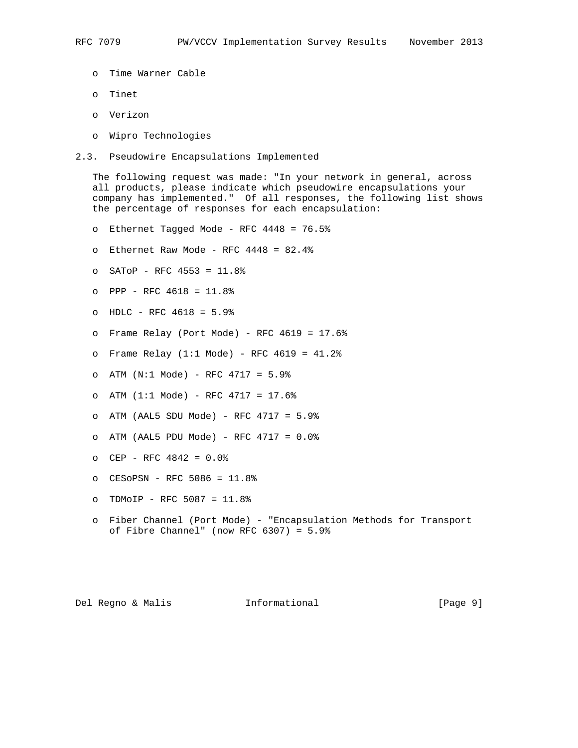- Time Warner Cable

- Tinet

- Verizon

- Wipro Technologies

### 2.3. Pseudowire Encapsulations Implemented

The following request was made: "In your network in general, across all products, please indicate which pseudowire encapsulations your company has implemented." Of all responses, the following list shows the percentage of responses for each encapsulation:

- Ethernet Tagged Mode - RFC 4448 = 76.5%

- Ethernet Raw Mode - RFC 4448 = 82.4%

- SAToP - RFC 4553 = 11.8%

- PPP - RFC 4618 = 11.8%

- HDLC - RFC 4618 = 5.9%

- Frame Relay (Port Mode) - RFC 4619 = 17.6%

- Frame Relay (1:1 Mode) - RFC 4619 = 41.2%

- ATM (N:1 Mode) - RFC 4717 = 5.9%

- ATM (1:1 Mode) - RFC 4717 = 17.6%

- ATM (AAL5 SDU Mode) - RFC 4717 = 5.9%

- ATM (AAL5 PDU Mode) - RFC 4717 = 0.0%

- CEP - RFC 4842 = 0.0%

- CESoPSN - RFC 5086 = 11.8%

- TDMoIP - RFC 5087 = 11.8%

- Fiber Channel (Port Mode) - "Encapsulation Methods for Transport of Fibre Channel" (now RFC 6307) = 5.9%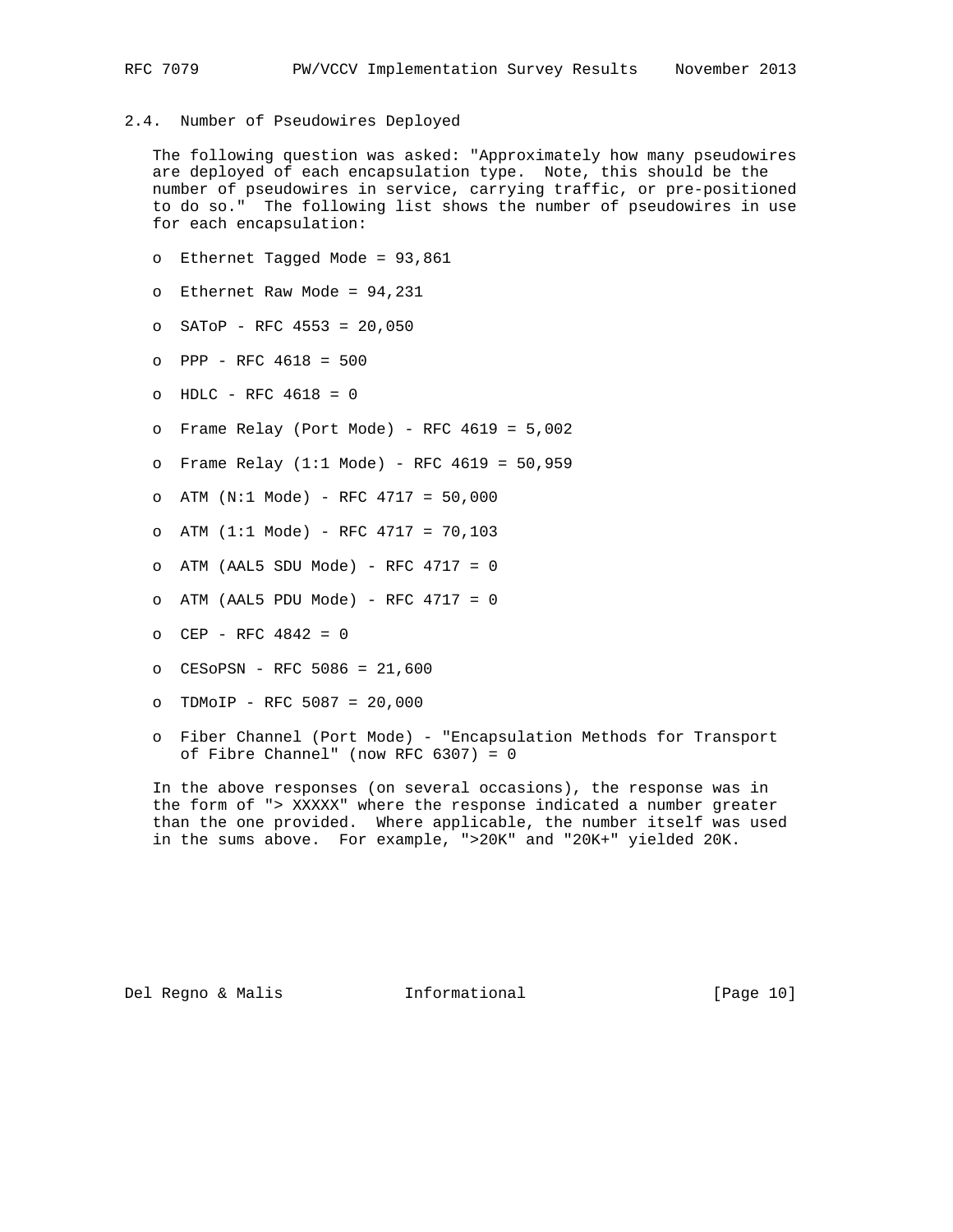### 2.4. Number of Pseudowires Deployed

The following question was asked: "Approximately how many pseudowires are deployed of each encapsulation type. Note, this should be the number of pseudowires in service, carrying traffic, or pre-positioned to do so." The following list shows the number of pseudowires in use for each encapsulation:

- Ethernet Tagged Mode = 93,861
- Ethernet Raw Mode = 94,231
- SAToP - RFC 4553 = 20,050
- PPP - RFC 4618 = 500
- HDLC - RFC 4618 = 0
- Frame Relay (Port Mode) - RFC 4619 = 5,002
- Frame Relay (1:1 Mode) - RFC 4619 = 50,959
- ATM (N:1 Mode) - RFC 4717 = 50,000
- ATM (1:1 Mode) - RFC 4717 = 70,103
- ATM (AAL5 SDU Mode) - RFC 4717 = 0
- ATM (AAL5 PDU Mode) - RFC 4717 = 0
- CEP - RFC 4842 = 0
- CESoPSN - RFC 5086 = 21,600
- TDMoIP - RFC 5087 = 20,000
- Fiber Channel (Port Mode) - "Encapsulation Methods for Transport of Fibre Channel" (now RFC 6307) = 0

In the above responses (on several occasions), the response was in the form of "> XXXXX" where the response indicated a number greater than the one provided. Where applicable, the number itself was used in the sums above. For example, ">20K" and "20K+" yielded 20K.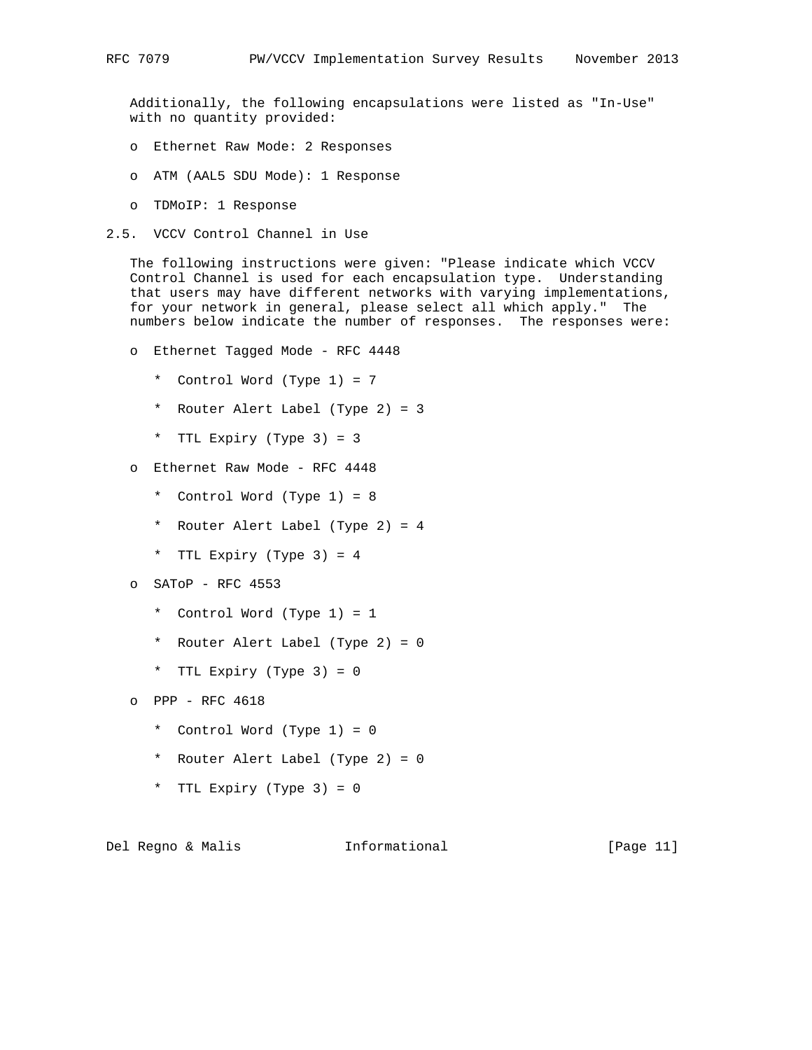Additionally, the following encapsulations were listed as "In-Use" with no quantity provided:

- Ethernet Raw Mode: 2 Responses
- ATM (AAL5 SDU Mode): 1 Response
- TDMoIP: 1 Response

## 2.5. VCCV Control Channel in Use

The following instructions were given: "Please indicate which VCCV Control Channel is used for each encapsulation type. Understanding that users may have different networks with varying implementations, for your network in general, please select all which apply." The numbers below indicate the number of responses. The responses were:

- Ethernet Tagged Mode - RFC 4448
  - Control Word (Type 1) = 7
  - Router Alert Label (Type 2) = 3
  - TTL Expiry (Type 3) = 3
- Ethernet Raw Mode - RFC 4448
  - Control Word (Type 1) = 8
  - Router Alert Label (Type 2) = 4
  - TTL Expiry (Type 3) = 4
- SAToP - RFC 4553
  - Control Word (Type 1) = 1
  - Router Alert Label (Type 2) = 0
  - TTL Expiry (Type 3) = 0
- PPP - RFC 4618
  - Control Word (Type 1) = 0
  - Router Alert Label (Type 2) = 0
  - TTL Expiry (Type 3) = 0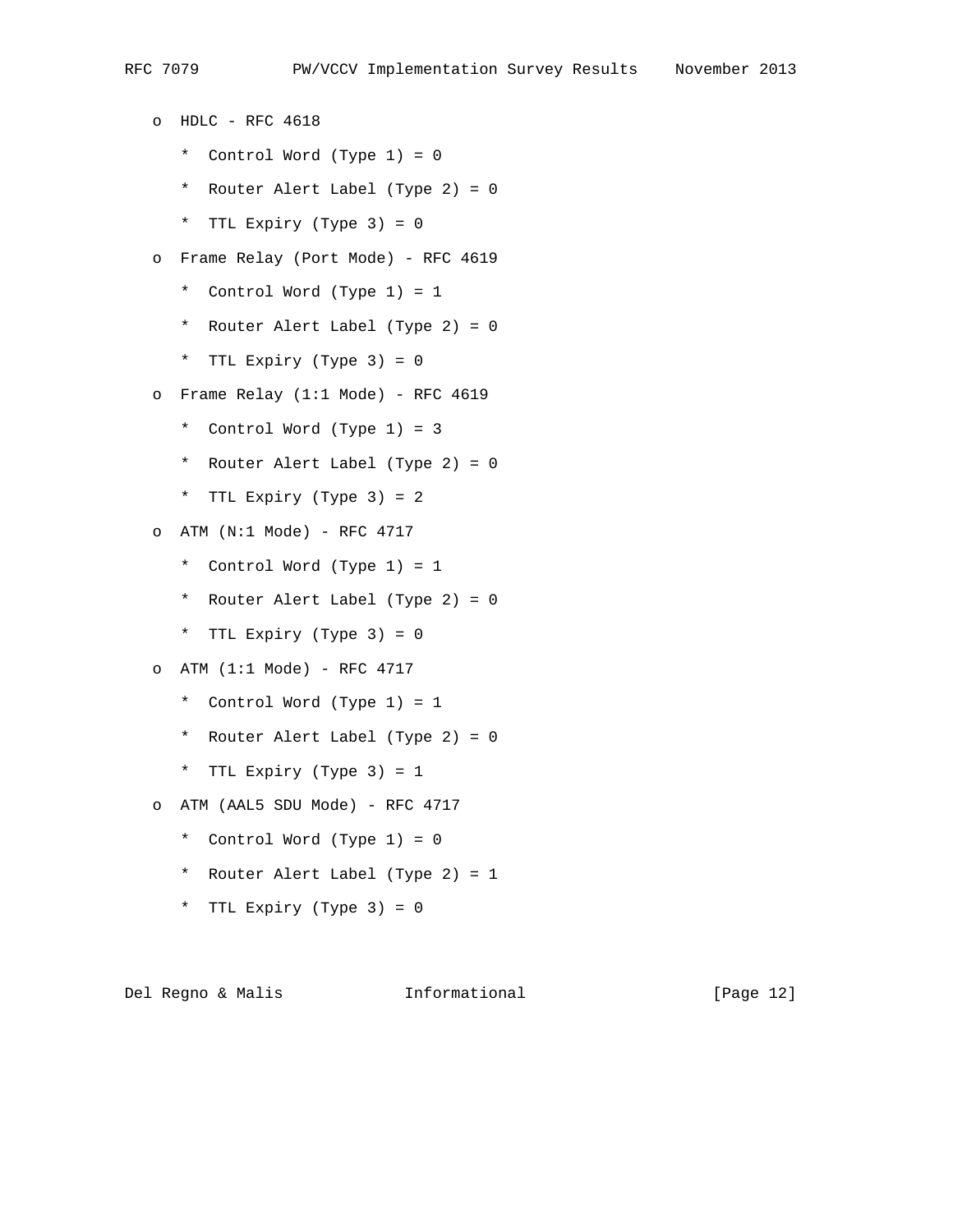- HDLC - RFC 4618
  - Control Word (Type 1) = 0
  - Router Alert Label (Type 2) = 0
  - TTL Expiry (Type 3) = 0
- Frame Relay (Port Mode) - RFC 4619
  - Control Word (Type 1) = 1
  - Router Alert Label (Type 2) = 0
  - TTL Expiry (Type 3) = 0
- Frame Relay (1:1 Mode) - RFC 4619
  - Control Word (Type 1) = 3
  - Router Alert Label (Type 2) = 0
  - TTL Expiry (Type 3) = 2
- ATM (N:1 Mode) - RFC 4717
  - Control Word (Type 1) = 1
  - Router Alert Label (Type 2) = 0
  - TTL Expiry (Type 3) = 0
- ATM (1:1 Mode) - RFC 4717
  - Control Word (Type 1) = 1
  - Router Alert Label (Type 2) = 0
  - TTL Expiry (Type 3) = 1
- ATM (AAL5 SDU Mode) - RFC 4717
  - Control Word (Type 1) = 0
  - Router Alert Label (Type 2) = 1
  - TTL Expiry (Type 3) = 0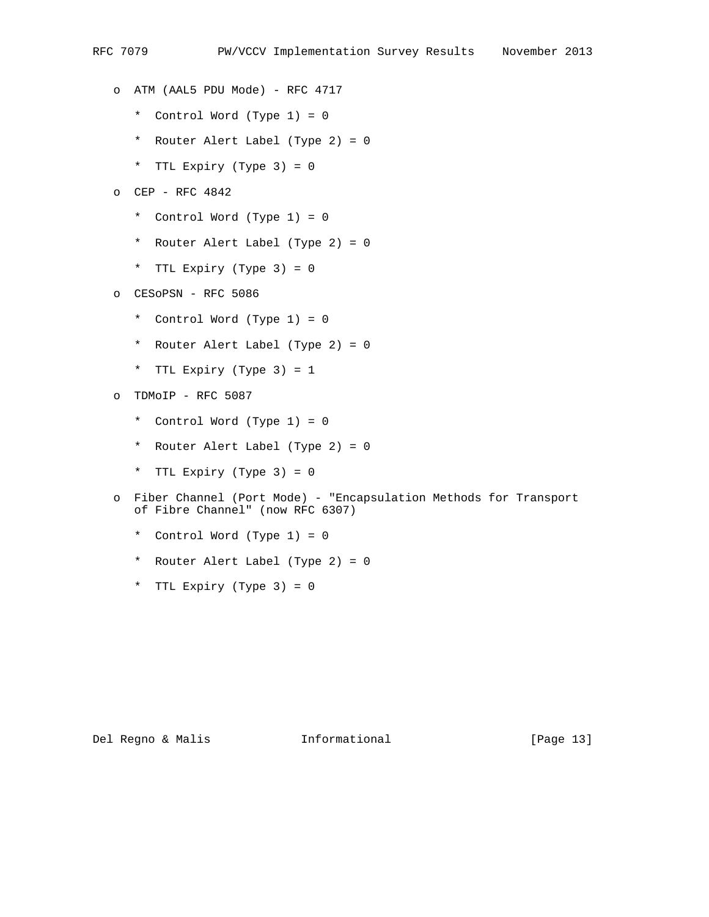- ATM (AAL5 PDU Mode) - RFC 4717

  * Control Word (Type 1) = 0

  * Router Alert Label (Type 2) = 0

  * TTL Expiry (Type 3) = 0

- CEP - RFC 4842

  * Control Word (Type 1) = 0

  * Router Alert Label (Type 2) = 0

  * TTL Expiry (Type 3) = 0

- CESoPSN - RFC 5086

  * Control Word (Type 1) = 0

  * Router Alert Label (Type 2) = 0

  * TTL Expiry (Type 3) = 1

- TDMoIP - RFC 5087

  * Control Word (Type 1) = 0

  * Router Alert Label (Type 2) = 0

  * TTL Expiry (Type 3) = 0

- Fiber Channel (Port Mode) - "Encapsulation Methods for Transport of Fibre Channel" (now RFC 6307)

  * Control Word (Type 1) = 0

  * Router Alert Label (Type 2) = 0

  * TTL Expiry (Type 3) = 0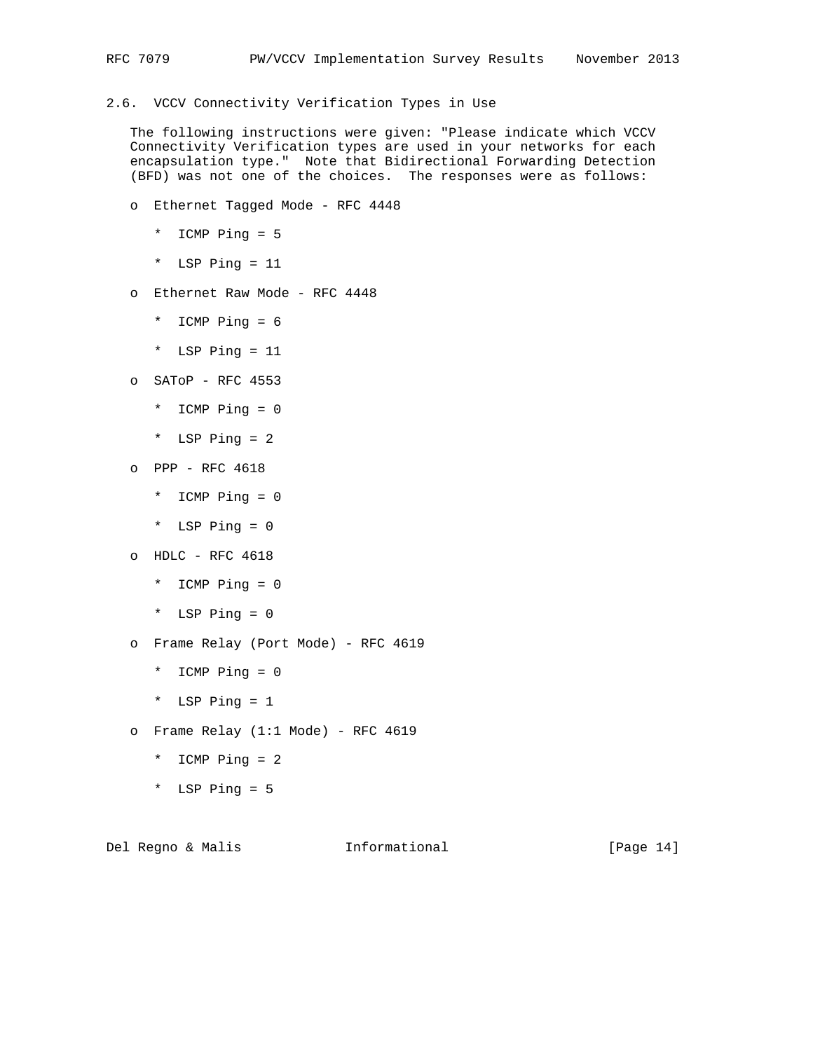## 2.6. VCCV Connectivity Verification Types in Use

The following instructions were given: "Please indicate which VCCV Connectivity Verification types are used in your networks for each encapsulation type." Note that Bidirectional Forwarding Detection (BFD) was not one of the choices. The responses were as follows:

- Ethernet Tagged Mode - RFC 4448
  - ICMP Ping = 5
  - LSP Ping = 11
- Ethernet Raw Mode - RFC 4448
  - ICMP Ping = 6
  - LSP Ping = 11
- SAToP - RFC 4553
  - ICMP Ping = 0
  - LSP Ping = 2
- PPP - RFC 4618
  - ICMP Ping = 0
  - LSP Ping = 0
- HDLC - RFC 4618
  - ICMP Ping = 0
  - LSP Ping = 0
- Frame Relay (Port Mode) - RFC 4619
  - ICMP Ping = 0
  - LSP Ping = 1
- Frame Relay (1:1 Mode) - RFC 4619
  - ICMP Ping = 2
  - LSP Ping = 5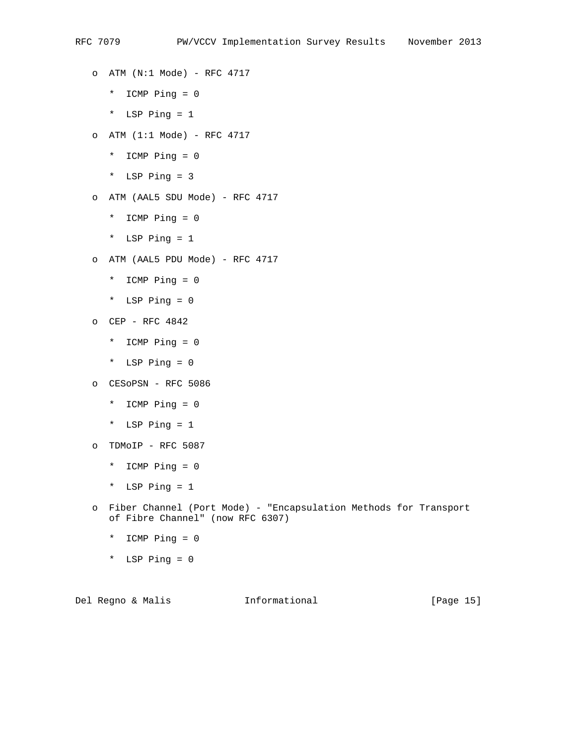- ATM (N:1 Mode) - RFC 4717

  * ICMP Ping = 0

  * LSP Ping = 1

- ATM (1:1 Mode) - RFC 4717

  * ICMP Ping = 0

  * LSP Ping = 3

- ATM (AAL5 SDU Mode) - RFC 4717

  * ICMP Ping = 0

  * LSP Ping = 1

- ATM (AAL5 PDU Mode) - RFC 4717

  * ICMP Ping = 0

  * LSP Ping = 0

- CEP - RFC 4842

  * ICMP Ping = 0

  * LSP Ping = 0

- CESoPSN - RFC 5086

  * ICMP Ping = 0

  * LSP Ping = 1

- TDMoIP - RFC 5087

  * ICMP Ping = 0

  * LSP Ping = 1

- Fiber Channel (Port Mode) - "Encapsulation Methods for Transport of Fibre Channel" (now RFC 6307)

  * ICMP Ping = 0

  * LSP Ping = 0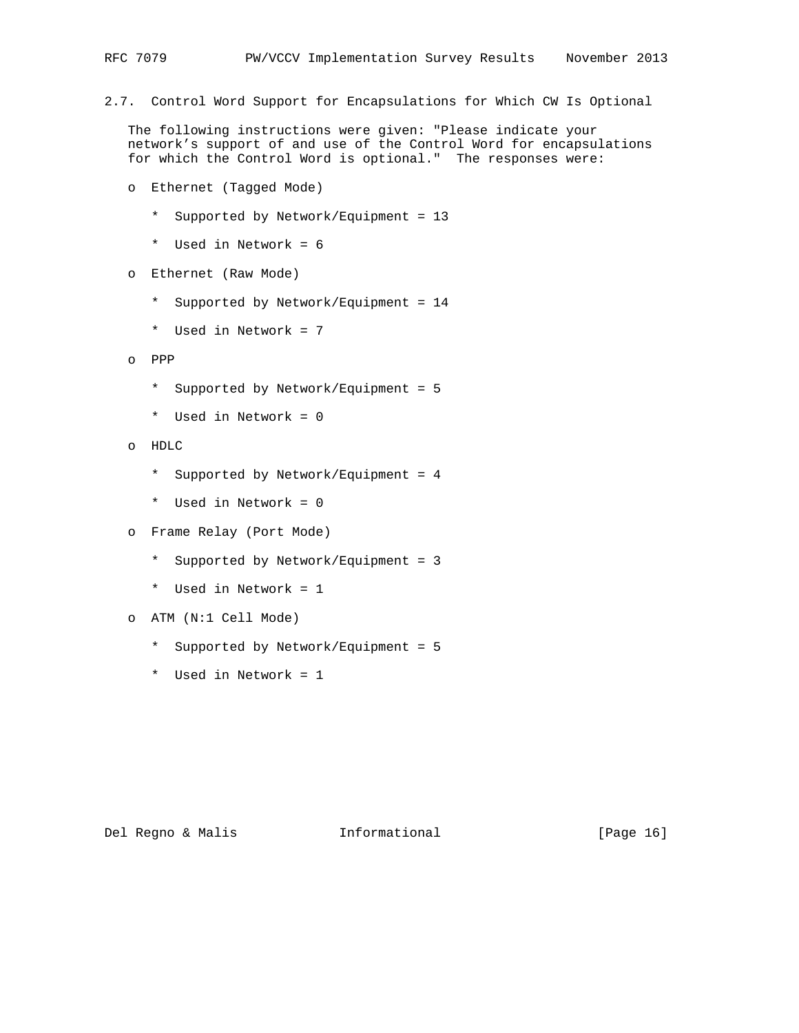### 2.7. Control Word Support for Encapsulations for Which CW Is Optional

The following instructions were given: "Please indicate your network's support of and use of the Control Word for encapsulations for which the Control Word is optional." The responses were:

- Ethernet (Tagged Mode)
  - Supported by Network/Equipment = 13
  - Used in Network = 6
- Ethernet (Raw Mode)
  - Supported by Network/Equipment = 14
  - Used in Network = 7
- PPP
  - Supported by Network/Equipment = 5
  - Used in Network = 0
- HDLC
  - Supported by Network/Equipment = 4
  - Used in Network = 0
- Frame Relay (Port Mode)
  - Supported by Network/Equipment = 3
  - Used in Network = 1
- ATM (N:1 Cell Mode)
  - Supported by Network/Equipment = 5
  - Used in Network = 1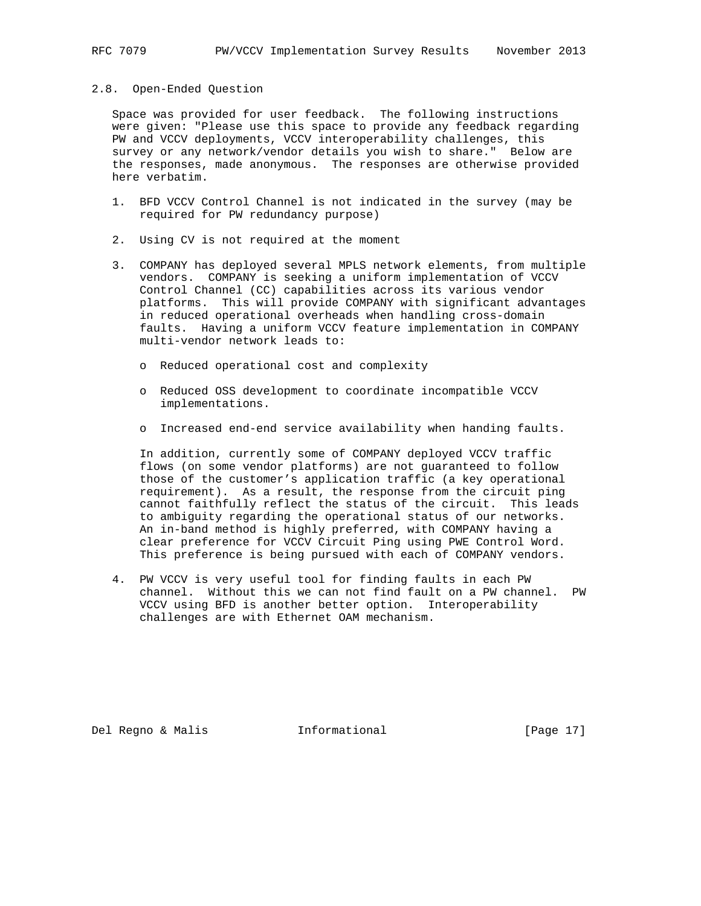### 2.8. Open-Ended Question

Space was provided for user feedback. The following instructions were given: "Please use this space to provide any feedback regarding PW and VCCV deployments, VCCV interoperability challenges, this survey or any network/vendor details you wish to share." Below are the responses, made anonymous. The responses are otherwise provided here verbatim.

1. BFD VCCV Control Channel is not indicated in the survey (may be required for PW redundancy purpose)

2. Using CV is not required at the moment

3. COMPANY has deployed several MPLS network elements, from multiple vendors. COMPANY is seeking a uniform implementation of VCCV Control Channel (CC) capabilities across its various vendor platforms. This will provide COMPANY with significant advantages in reduced operational overheads when handling cross-domain faults. Having a uniform VCCV feature implementation in COMPANY multi-vendor network leads to:

   - Reduced operational cost and complexity

   - Reduced OSS development to coordinate incompatible VCCV implementations.

   - Increased end-end service availability when handing faults.

   In addition, currently some of COMPANY deployed VCCV traffic flows (on some vendor platforms) are not guaranteed to follow those of the customer's application traffic (a key operational requirement). As a result, the response from the circuit ping cannot faithfully reflect the status of the circuit. This leads to ambiguity regarding the operational status of our networks. An in-band method is highly preferred, with COMPANY having a clear preference for VCCV Circuit Ping using PWE Control Word. This preference is being pursued with each of COMPANY vendors.

4. PW VCCV is very useful tool for finding faults in each PW channel. Without this we can not find fault on a PW channel. PW VCCV using BFD is another better option. Interoperability challenges are with Ethernet OAM mechanism.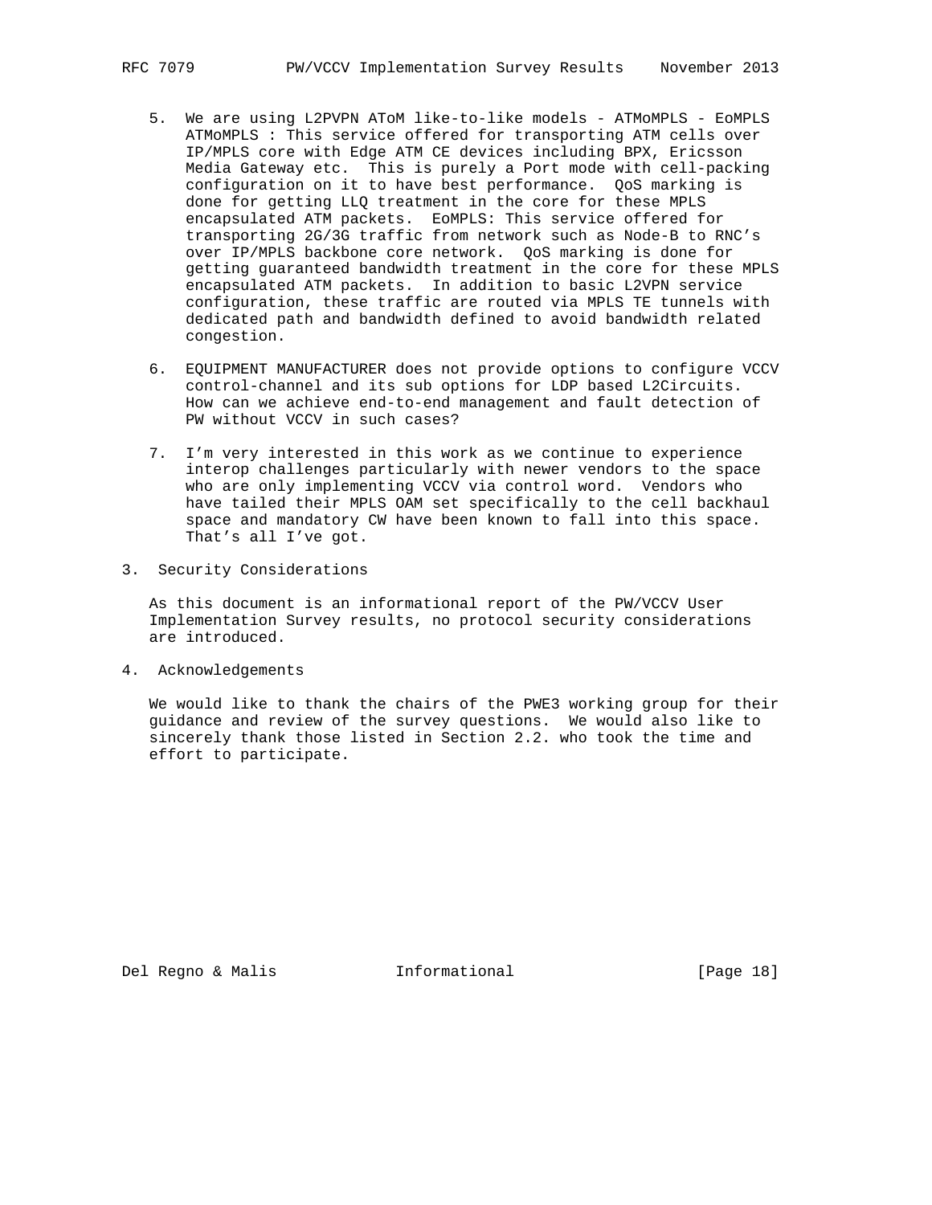5. We are using L2PVPN AToM like-to-like models - ATMoMPLS - EoMPLS ATMoMPLS : This service offered for transporting ATM cells over IP/MPLS core with Edge ATM CE devices including BPX, Ericsson Media Gateway etc. This is purely a Port mode with cell-packing configuration on it to have best performance. QoS marking is done for getting LLQ treatment in the core for these MPLS encapsulated ATM packets. EoMPLS: This service offered for transporting 2G/3G traffic from network such as Node-B to RNC’s over IP/MPLS backbone core network. QoS marking is done for getting guaranteed bandwidth treatment in the core for these MPLS encapsulated ATM packets. In addition to basic L2VPN service configuration, these traffic are routed via MPLS TE tunnels with dedicated path and bandwidth defined to avoid bandwidth related congestion.

6. EQUIPMENT MANUFACTURER does not provide options to configure VCCV control-channel and its sub options for LDP based L2Circuits. How can we achieve end-to-end management and fault detection of PW without VCCV in such cases?

7. I’m very interested in this work as we continue to experience interop challenges particularly with newer vendors to the space who are only implementing VCCV via control word. Vendors who have tailed their MPLS OAM set specifically to the cell backhaul space and mandatory CW have been known to fall into this space. That’s all I’ve got.

## 3. Security Considerations

As this document is an informational report of the PW/VCCV User Implementation Survey results, no protocol security considerations are introduced.

## 4. Acknowledgements

We would like to thank the chairs of the PWE3 working group for their guidance and review of the survey questions. We would also like to sincerely thank those listed in Section 2.2. who took the time and effort to participate.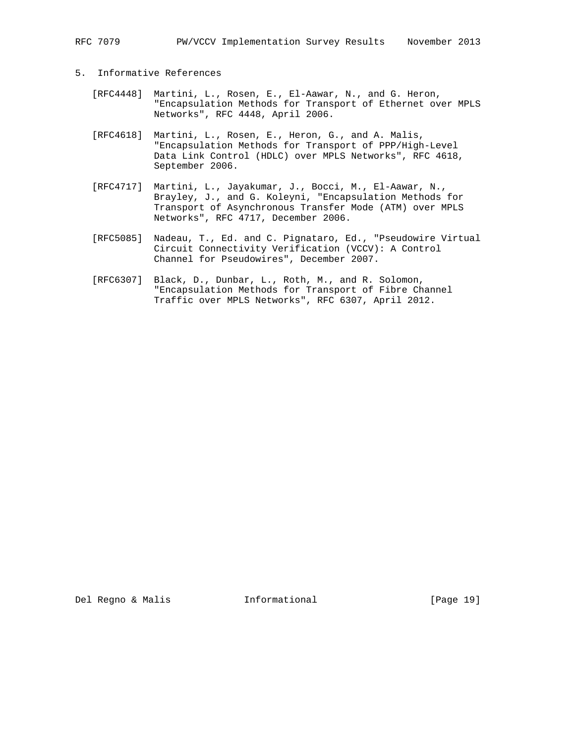## 5. Informative References

[RFC4448] Martini, L., Rosen, E., El-Aawar, N., and G. Heron, "Encapsulation Methods for Transport of Ethernet over MPLS Networks", RFC 4448, April 2006.

[RFC4618] Martini, L., Rosen, E., Heron, G., and A. Malis, "Encapsulation Methods for Transport of PPP/High-Level Data Link Control (HDLC) over MPLS Networks", RFC 4618, September 2006.

[RFC4717] Martini, L., Jayakumar, J., Bocci, M., El-Aawar, N., Brayley, J., and G. Koleyni, "Encapsulation Methods for Transport of Asynchronous Transfer Mode (ATM) over MPLS Networks", RFC 4717, December 2006.

[RFC5085] Nadeau, T., Ed. and C. Pignataro, Ed., "Pseudowire Virtual Circuit Connectivity Verification (VCCV): A Control Channel for Pseudowires", December 2007.

[RFC6307] Black, D., Dunbar, L., Roth, M., and R. Solomon, "Encapsulation Methods for Transport of Fibre Channel Traffic over MPLS Networks", RFC 6307, April 2012.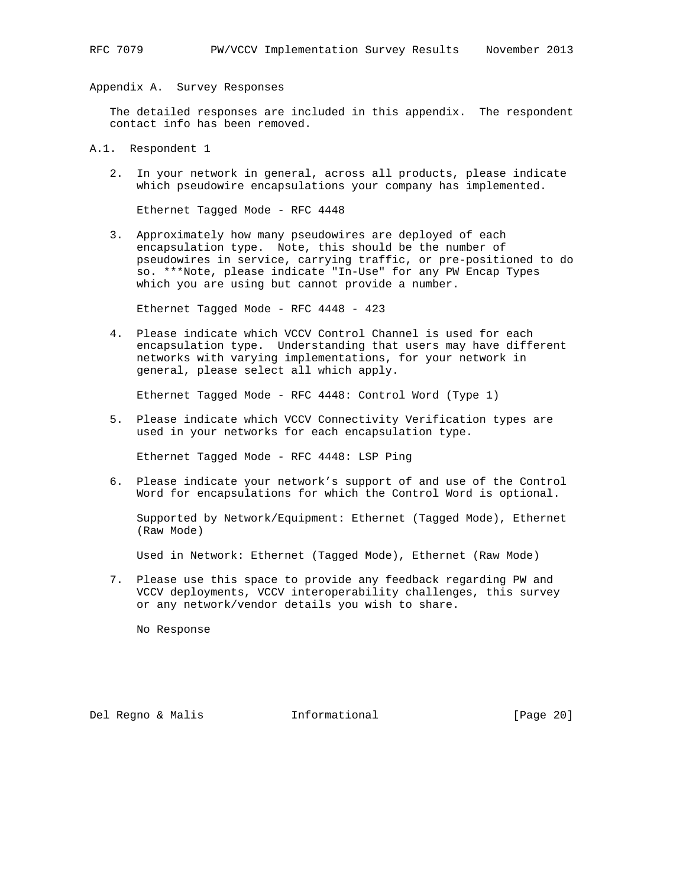## Appendix A. Survey Responses

The detailed responses are included in this appendix. The respondent contact info has been removed.

### A.1. Respondent 1

2. In your network in general, across all products, please indicate which pseudowire encapsulations your company has implemented.

   Ethernet Tagged Mode - RFC 4448

3. Approximately how many pseudowires are deployed of each encapsulation type. Note, this should be the number of pseudowires in service, carrying traffic, or pre-positioned to do so. ***Note, please indicate "In-Use" for any PW Encap Types which you are using but cannot provide a number.

   Ethernet Tagged Mode - RFC 4448 - 423

4. Please indicate which VCCV Control Channel is used for each encapsulation type. Understanding that users may have different networks with varying implementations, for your network in general, please select all which apply.

   Ethernet Tagged Mode - RFC 4448: Control Word (Type 1)

5. Please indicate which VCCV Connectivity Verification types are used in your networks for each encapsulation type.

   Ethernet Tagged Mode - RFC 4448: LSP Ping

6. Please indicate your network's support of and use of the Control Word for encapsulations for which the Control Word is optional.

   Supported by Network/Equipment: Ethernet (Tagged Mode), Ethernet (Raw Mode)

   Used in Network: Ethernet (Tagged Mode), Ethernet (Raw Mode)

7. Please use this space to provide any feedback regarding PW and VCCV deployments, VCCV interoperability challenges, this survey or any network/vendor details you wish to share.

   No Response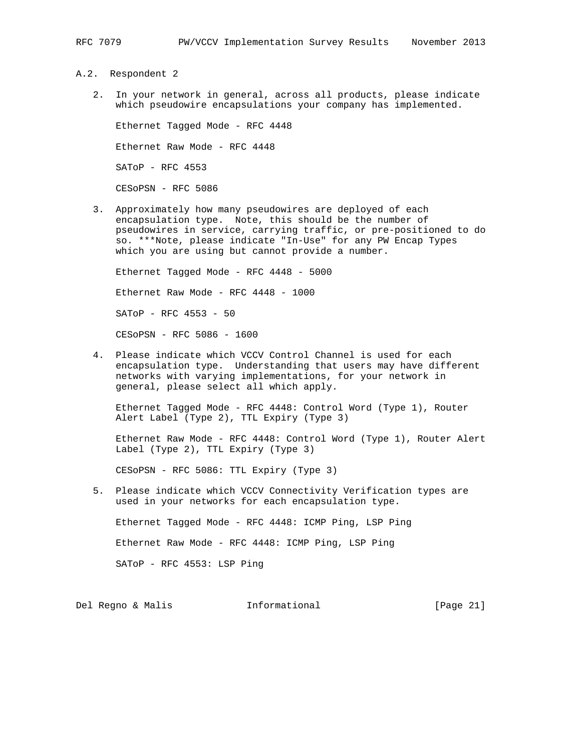### A.2. Respondent 2

2. In your network in general, across all products, please indicate which pseudowire encapsulations your company has implemented.

   Ethernet Tagged Mode - RFC 4448

   Ethernet Raw Mode - RFC 4448

   SAToP - RFC 4553

   CESoPSN - RFC 5086

3. Approximately how many pseudowires are deployed of each encapsulation type. Note, this should be the number of pseudowires in service, carrying traffic, or pre-positioned to do so. ***Note, please indicate "In-Use" for any PW Encap Types which you are using but cannot provide a number.

   Ethernet Tagged Mode - RFC 4448 - 5000

   Ethernet Raw Mode - RFC 4448 - 1000

   SAToP - RFC 4553 - 50

   CESoPSN - RFC 5086 - 1600

4. Please indicate which VCCV Control Channel is used for each encapsulation type. Understanding that users may have different networks with varying implementations, for your network in general, please select all which apply.

   Ethernet Tagged Mode - RFC 4448: Control Word (Type 1), Router Alert Label (Type 2), TTL Expiry (Type 3)

   Ethernet Raw Mode - RFC 4448: Control Word (Type 1), Router Alert Label (Type 2), TTL Expiry (Type 3)

   CESoPSN - RFC 5086: TTL Expiry (Type 3)

5. Please indicate which VCCV Connectivity Verification types are used in your networks for each encapsulation type.

   Ethernet Tagged Mode - RFC 4448: ICMP Ping, LSP Ping

   Ethernet Raw Mode - RFC 4448: ICMP Ping, LSP Ping

   SAToP - RFC 4553: LSP Ping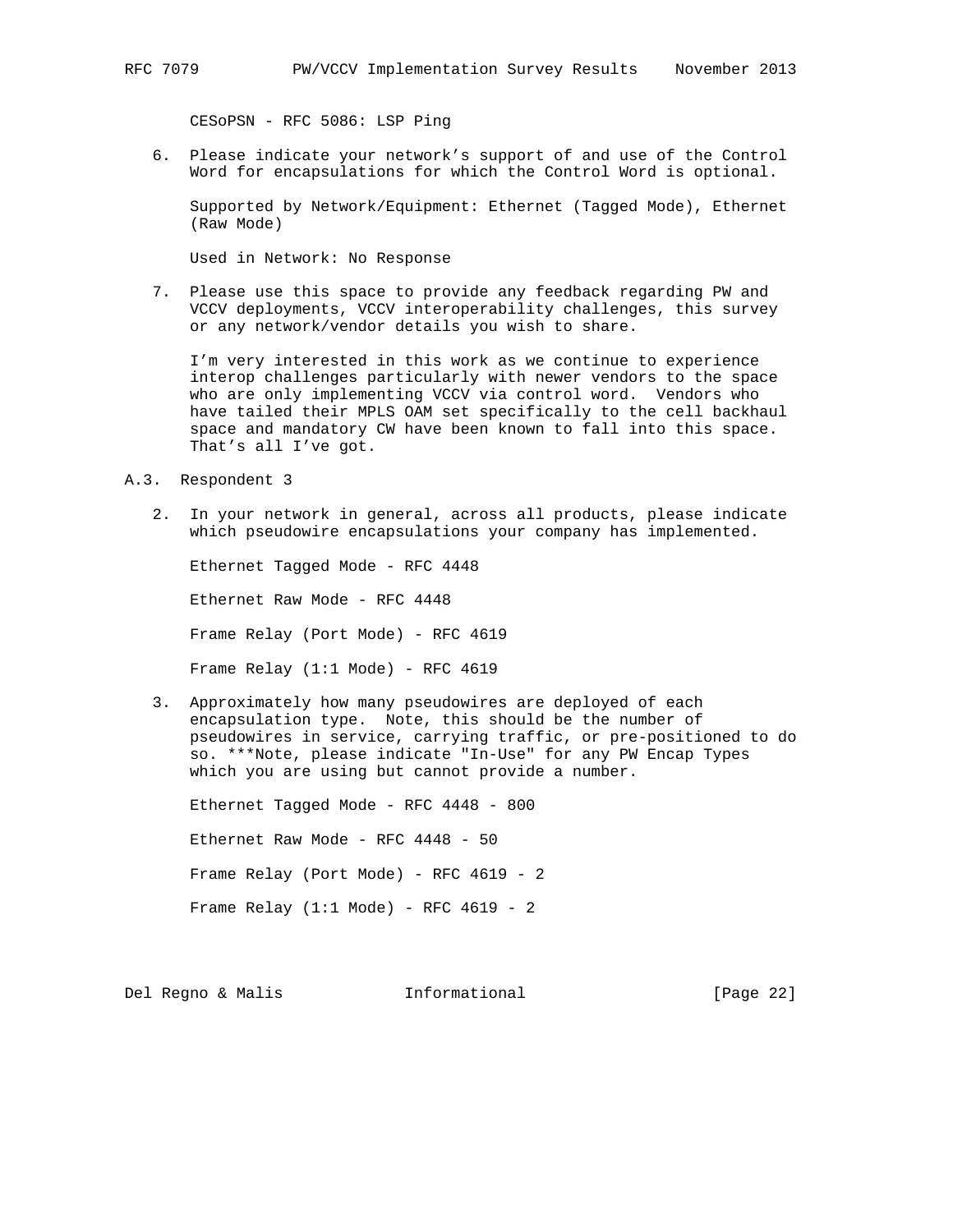CESoPSN - RFC 5086: LSP Ping

6. Please indicate your network's support of and use of the Control Word for encapsulations for which the Control Word is optional.

   Supported by Network/Equipment: Ethernet (Tagged Mode), Ethernet (Raw Mode)

   Used in Network: No Response

7. Please use this space to provide any feedback regarding PW and VCCV deployments, VCCV interoperability challenges, this survey or any network/vendor details you wish to share.

   I'm very interested in this work as we continue to experience interop challenges particularly with newer vendors to the space who are only implementing VCCV via control word. Vendors who have tailed their MPLS OAM set specifically to the cell backhaul space and mandatory CW have been known to fall into this space. That's all I've got.

### A.3. Respondent 3

2. In your network in general, across all products, please indicate which pseudowire encapsulations your company has implemented.

   Ethernet Tagged Mode - RFC 4448

   Ethernet Raw Mode - RFC 4448

   Frame Relay (Port Mode) - RFC 4619

   Frame Relay (1:1 Mode) - RFC 4619

3. Approximately how many pseudowires are deployed of each encapsulation type. Note, this should be the number of pseudowires in service, carrying traffic, or pre-positioned to do so. ***Note, please indicate "In-Use" for any PW Encap Types which you are using but cannot provide a number.

   Ethernet Tagged Mode - RFC 4448 - 800

   Ethernet Raw Mode - RFC 4448 - 50

   Frame Relay (Port Mode) - RFC 4619 - 2

   Frame Relay (1:1 Mode) - RFC 4619 - 2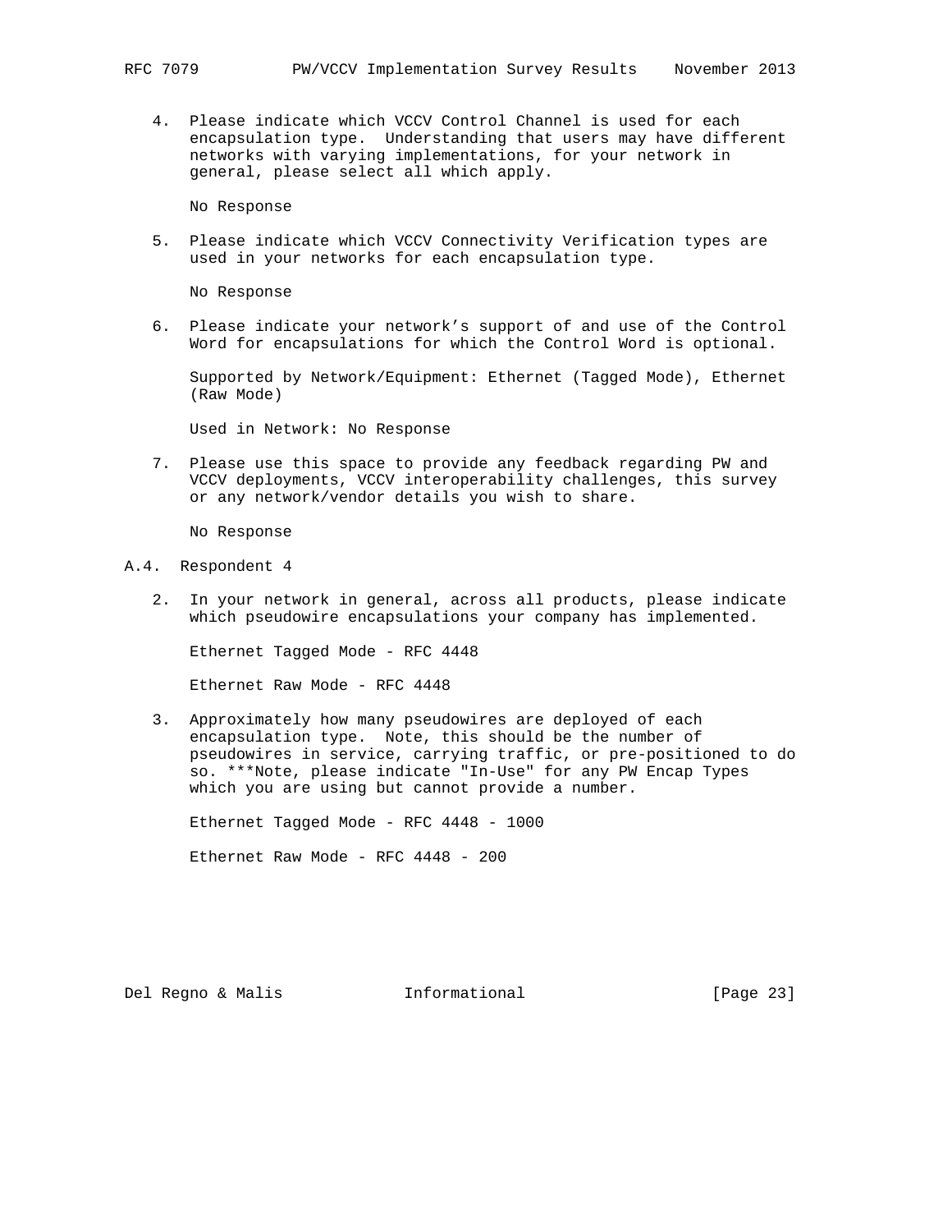4. Please indicate which VCCV Control Channel is used for each encapsulation type. Understanding that users may have different networks with varying implementations, for your network in general, please select all which apply.

   No Response

5. Please indicate which VCCV Connectivity Verification types are used in your networks for each encapsulation type.

   No Response

6. Please indicate your network's support of and use of the Control Word for encapsulations for which the Control Word is optional.

   Supported by Network/Equipment: Ethernet (Tagged Mode), Ethernet (Raw Mode)

   Used in Network: No Response

7. Please use this space to provide any feedback regarding PW and VCCV deployments, VCCV interoperability challenges, this survey or any network/vendor details you wish to share.

   No Response

### A.4. Respondent 4

2. In your network in general, across all products, please indicate which pseudowire encapsulations your company has implemented.

   Ethernet Tagged Mode - RFC 4448

   Ethernet Raw Mode - RFC 4448

3. Approximately how many pseudowires are deployed of each encapsulation type. Note, this should be the number of pseudowires in service, carrying traffic, or pre-positioned to do so. ***Note, please indicate "In-Use" for any PW Encap Types which you are using but cannot provide a number.

   Ethernet Tagged Mode - RFC 4448 - 1000

   Ethernet Raw Mode - RFC 4448 - 200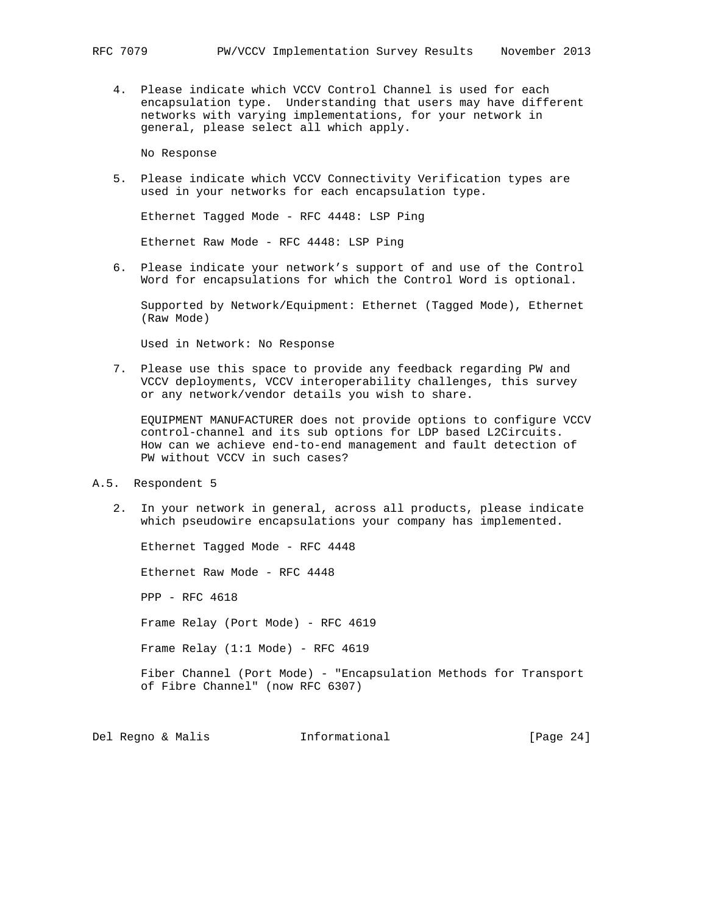4. Please indicate which VCCV Control Channel is used for each encapsulation type. Understanding that users may have different networks with varying implementations, for your network in general, please select all which apply.

   No Response

5. Please indicate which VCCV Connectivity Verification types are used in your networks for each encapsulation type.

   Ethernet Tagged Mode - RFC 4448: LSP Ping

   Ethernet Raw Mode - RFC 4448: LSP Ping

6. Please indicate your network’s support of and use of the Control Word for encapsulations for which the Control Word is optional.

   Supported by Network/Equipment: Ethernet (Tagged Mode), Ethernet (Raw Mode)

   Used in Network: No Response

7. Please use this space to provide any feedback regarding PW and VCCV deployments, VCCV interoperability challenges, this survey or any network/vendor details you wish to share.

   EQUIPMENT MANUFACTURER does not provide options to configure VCCV control-channel and its sub options for LDP based L2Circuits. How can we achieve end-to-end management and fault detection of PW without VCCV in such cases?

## A.5. Respondent 5

2. In your network in general, across all products, please indicate which pseudowire encapsulations your company has implemented.

   Ethernet Tagged Mode - RFC 4448

   Ethernet Raw Mode - RFC 4448

   PPP - RFC 4618

   Frame Relay (Port Mode) - RFC 4619

   Frame Relay (1:1 Mode) - RFC 4619

   Fiber Channel (Port Mode) - "Encapsulation Methods for Transport of Fibre Channel" (now RFC 6307)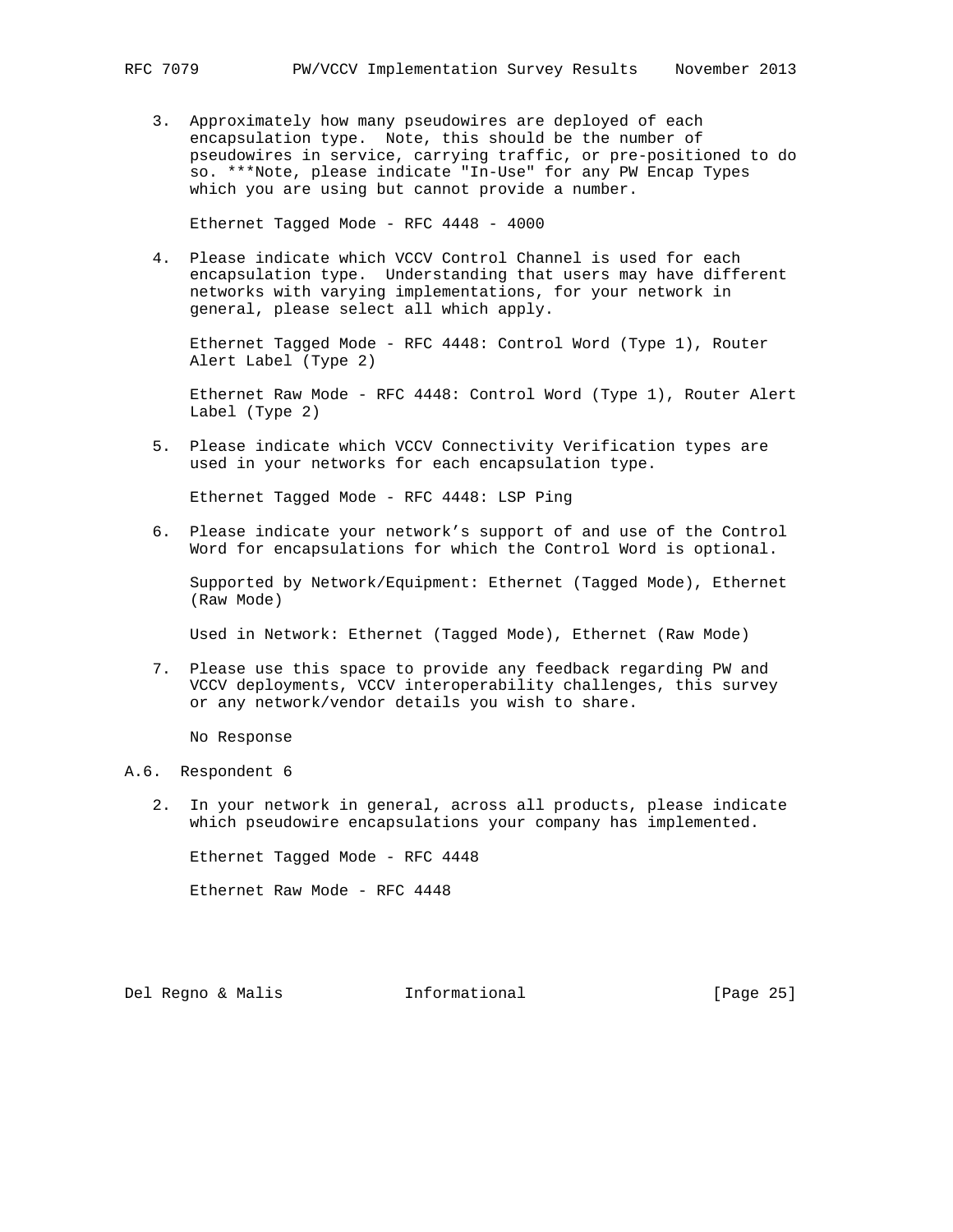3. Approximately how many pseudowires are deployed of each encapsulation type. Note, this should be the number of pseudowires in service, carrying traffic, or pre-positioned to do so. ***Note, please indicate "In-Use" for any PW Encap Types which you are using but cannot provide a number.

   Ethernet Tagged Mode - RFC 4448 - 4000

4. Please indicate which VCCV Control Channel is used for each encapsulation type. Understanding that users may have different networks with varying implementations, for your network in general, please select all which apply.

   Ethernet Tagged Mode - RFC 4448: Control Word (Type 1), Router Alert Label (Type 2)

   Ethernet Raw Mode - RFC 4448: Control Word (Type 1), Router Alert Label (Type 2)

5. Please indicate which VCCV Connectivity Verification types are used in your networks for each encapsulation type.

   Ethernet Tagged Mode - RFC 4448: LSP Ping

6. Please indicate your network's support of and use of the Control Word for encapsulations for which the Control Word is optional.

   Supported by Network/Equipment: Ethernet (Tagged Mode), Ethernet (Raw Mode)

   Used in Network: Ethernet (Tagged Mode), Ethernet (Raw Mode)

7. Please use this space to provide any feedback regarding PW and VCCV deployments, VCCV interoperability challenges, this survey or any network/vendor details you wish to share.

   No Response

## A.6. Respondent 6

2. In your network in general, across all products, please indicate which pseudowire encapsulations your company has implemented.

   Ethernet Tagged Mode - RFC 4448

   Ethernet Raw Mode - RFC 4448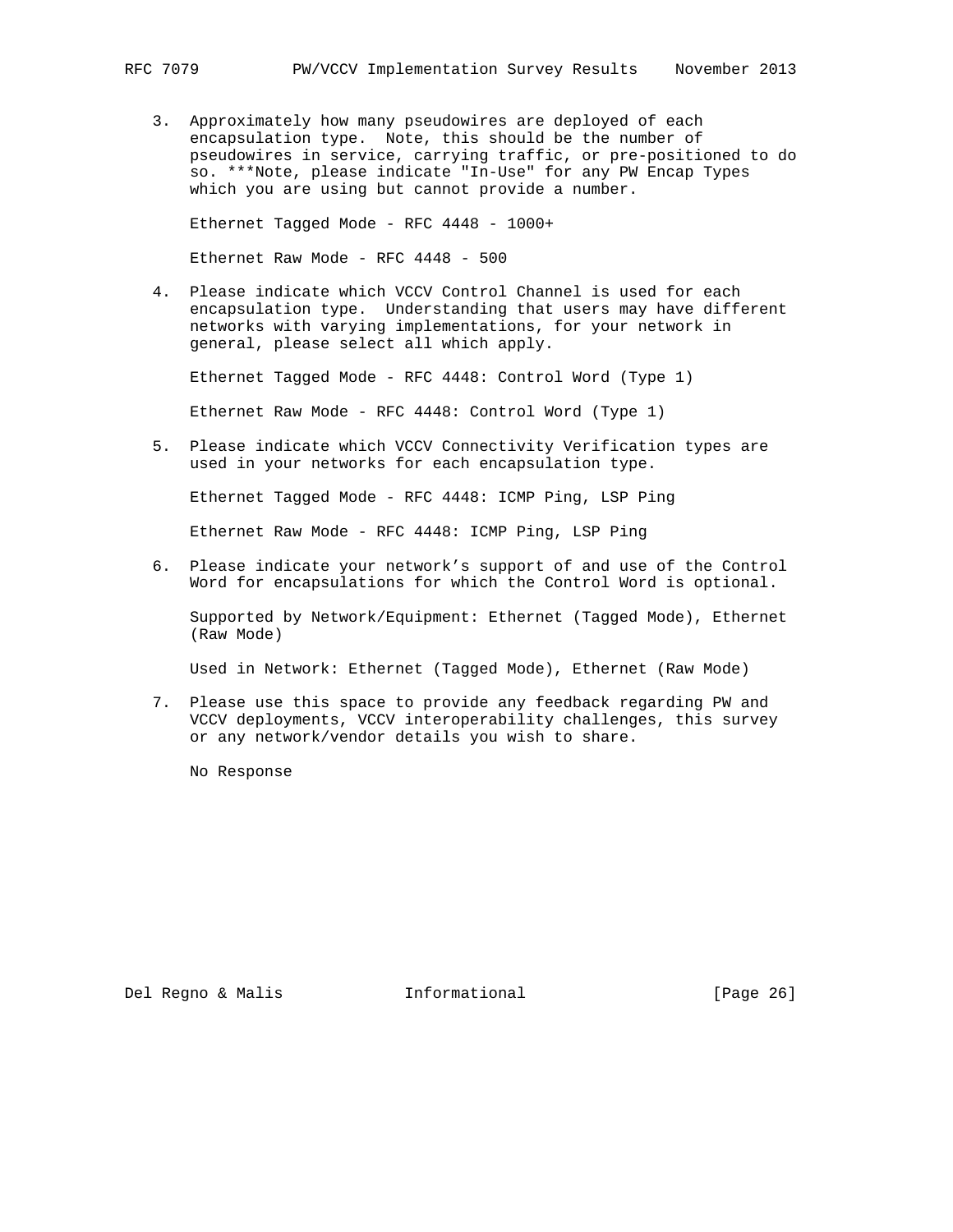3. Approximately how many pseudowires are deployed of each encapsulation type. Note, this should be the number of pseudowires in service, carrying traffic, or pre-positioned to do so. ***Note, please indicate "In-Use" for any PW Encap Types which you are using but cannot provide a number.

   Ethernet Tagged Mode - RFC 4448 - 1000+

   Ethernet Raw Mode - RFC 4448 - 500

4. Please indicate which VCCV Control Channel is used for each encapsulation type. Understanding that users may have different networks with varying implementations, for your network in general, please select all which apply.

   Ethernet Tagged Mode - RFC 4448: Control Word (Type 1)

   Ethernet Raw Mode - RFC 4448: Control Word (Type 1)

5. Please indicate which VCCV Connectivity Verification types are used in your networks for each encapsulation type.

   Ethernet Tagged Mode - RFC 4448: ICMP Ping, LSP Ping

   Ethernet Raw Mode - RFC 4448: ICMP Ping, LSP Ping

6. Please indicate your network's support of and use of the Control Word for encapsulations for which the Control Word is optional.

   Supported by Network/Equipment: Ethernet (Tagged Mode), Ethernet (Raw Mode)

   Used in Network: Ethernet (Tagged Mode), Ethernet (Raw Mode)

7. Please use this space to provide any feedback regarding PW and VCCV deployments, VCCV interoperability challenges, this survey or any network/vendor details you wish to share.

   No Response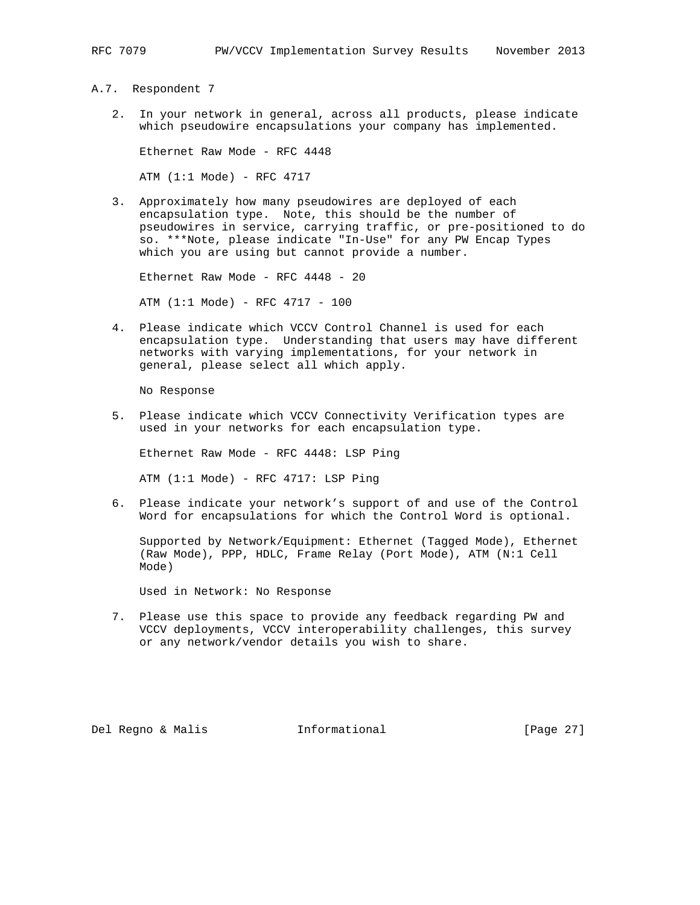### A.7. Respondent 7

2. In your network in general, across all products, please indicate which pseudowire encapsulations your company has implemented.

   Ethernet Raw Mode - RFC 4448

   ATM (1:1 Mode) - RFC 4717

3. Approximately how many pseudowires are deployed of each encapsulation type. Note, this should be the number of pseudowires in service, carrying traffic, or pre-positioned to do so. ***Note, please indicate "In-Use" for any PW Encap Types which you are using but cannot provide a number.

   Ethernet Raw Mode - RFC 4448 - 20

   ATM (1:1 Mode) - RFC 4717 - 100

4. Please indicate which VCCV Control Channel is used for each encapsulation type. Understanding that users may have different networks with varying implementations, for your network in general, please select all which apply.

   No Response

5. Please indicate which VCCV Connectivity Verification types are used in your networks for each encapsulation type.

   Ethernet Raw Mode - RFC 4448: LSP Ping

   ATM (1:1 Mode) - RFC 4717: LSP Ping

6. Please indicate your network's support of and use of the Control Word for encapsulations for which the Control Word is optional.

   Supported by Network/Equipment: Ethernet (Tagged Mode), Ethernet (Raw Mode), PPP, HDLC, Frame Relay (Port Mode), ATM (N:1 Cell Mode)

   Used in Network: No Response

7. Please use this space to provide any feedback regarding PW and VCCV deployments, VCCV interoperability challenges, this survey or any network/vendor details you wish to share.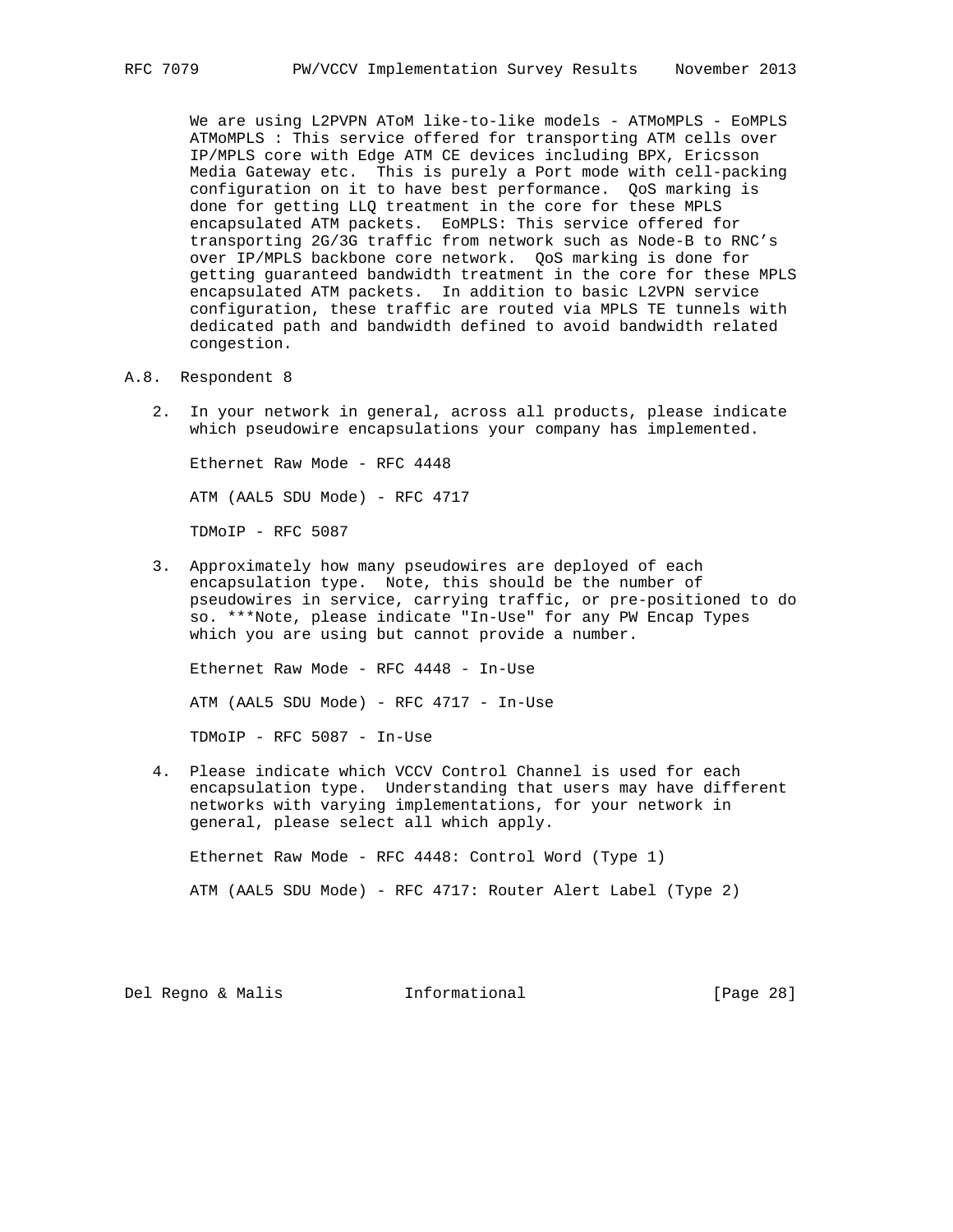We are using L2PVPN AToM like-to-like models - ATMoMPLS - EoMPLS ATMoMPLS : This service offered for transporting ATM cells over IP/MPLS core with Edge ATM CE devices including BPX, Ericsson Media Gateway etc. This is purely a Port mode with cell-packing configuration on it to have best performance. QoS marking is done for getting LLQ treatment in the core for these MPLS encapsulated ATM packets. EoMPLS: This service offered for transporting 2G/3G traffic from network such as Node-B to RNC's over IP/MPLS backbone core network. QoS marking is done for getting guaranteed bandwidth treatment in the core for these MPLS encapsulated ATM packets. In addition to basic L2VPN service configuration, these traffic are routed via MPLS TE tunnels with dedicated path and bandwidth defined to avoid bandwidth related congestion.

### A.8. Respondent 8

2. In your network in general, across all products, please indicate which pseudowire encapsulations your company has implemented.

   Ethernet Raw Mode - RFC 4448

   ATM (AAL5 SDU Mode) - RFC 4717

   TDMoIP - RFC 5087

3. Approximately how many pseudowires are deployed of each encapsulation type. Note, this should be the number of pseudowires in service, carrying traffic, or pre-positioned to do so. ***Note, please indicate "In-Use" for any PW Encap Types which you are using but cannot provide a number.

   Ethernet Raw Mode - RFC 4448 - In-Use

   ATM (AAL5 SDU Mode) - RFC 4717 - In-Use

   TDMoIP - RFC 5087 - In-Use

4. Please indicate which VCCV Control Channel is used for each encapsulation type. Understanding that users may have different networks with varying implementations, for your network in general, please select all which apply.

   Ethernet Raw Mode - RFC 4448: Control Word (Type 1)

   ATM (AAL5 SDU Mode) - RFC 4717: Router Alert Label (Type 2)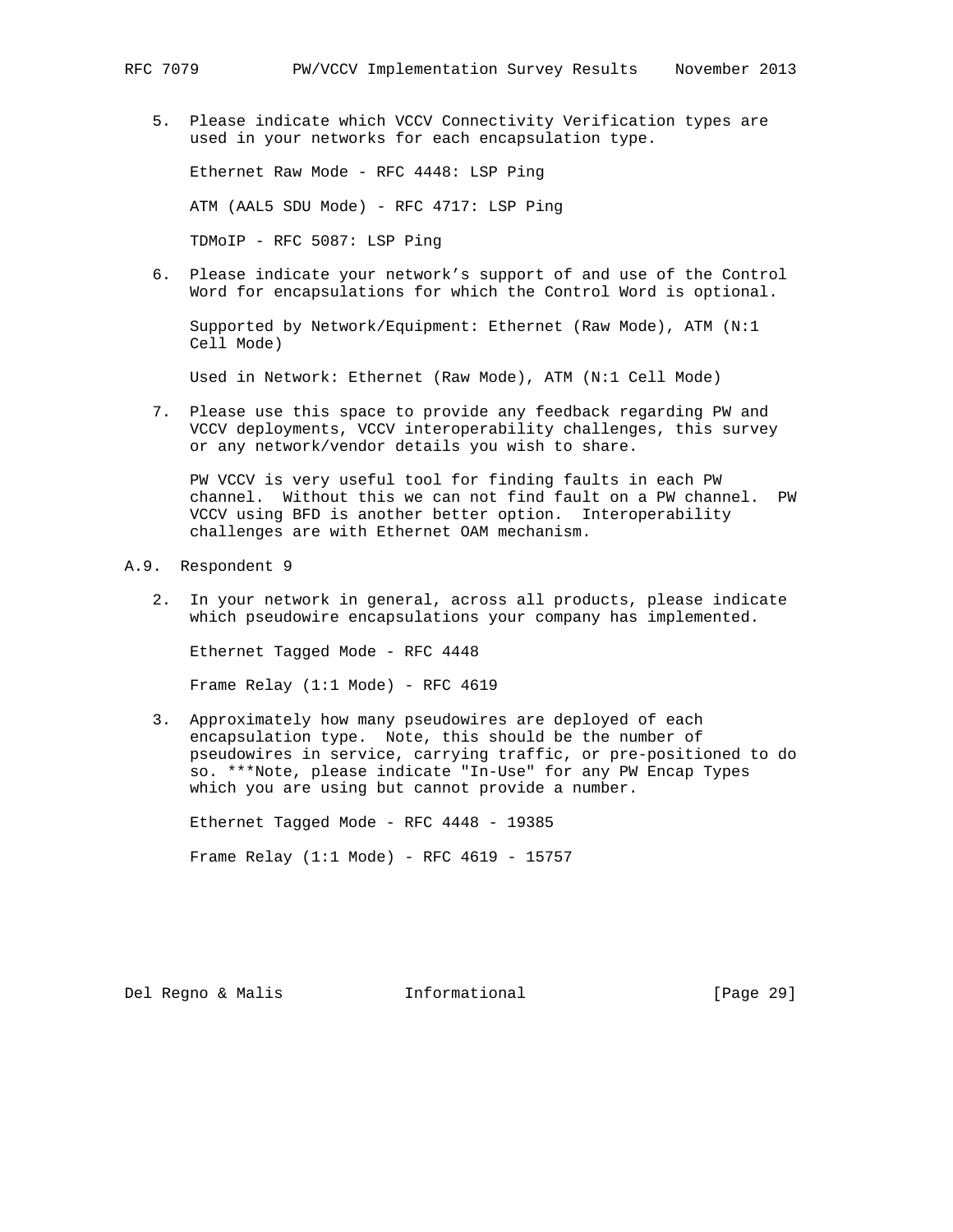5. Please indicate which VCCV Connectivity Verification types are used in your networks for each encapsulation type.

   Ethernet Raw Mode - RFC 4448: LSP Ping

   ATM (AAL5 SDU Mode) - RFC 4717: LSP Ping

   TDMoIP - RFC 5087: LSP Ping

6. Please indicate your network's support of and use of the Control Word for encapsulations for which the Control Word is optional.

   Supported by Network/Equipment: Ethernet (Raw Mode), ATM (N:1 Cell Mode)

   Used in Network: Ethernet (Raw Mode), ATM (N:1 Cell Mode)

7. Please use this space to provide any feedback regarding PW and VCCV deployments, VCCV interoperability challenges, this survey or any network/vendor details you wish to share.

   PW VCCV is very useful tool for finding faults in each PW channel. Without this we can not find fault on a PW channel. PW VCCV using BFD is another better option. Interoperability challenges are with Ethernet OAM mechanism.

### A.9. Respondent 9

2. In your network in general, across all products, please indicate which pseudowire encapsulations your company has implemented.

   Ethernet Tagged Mode - RFC 4448

   Frame Relay (1:1 Mode) - RFC 4619

3. Approximately how many pseudowires are deployed of each encapsulation type. Note, this should be the number of pseudowires in service, carrying traffic, or pre-positioned to do so. ***Note, please indicate "In-Use" for any PW Encap Types which you are using but cannot provide a number.

   Ethernet Tagged Mode - RFC 4448 - 19385

   Frame Relay (1:1 Mode) - RFC 4619 - 15757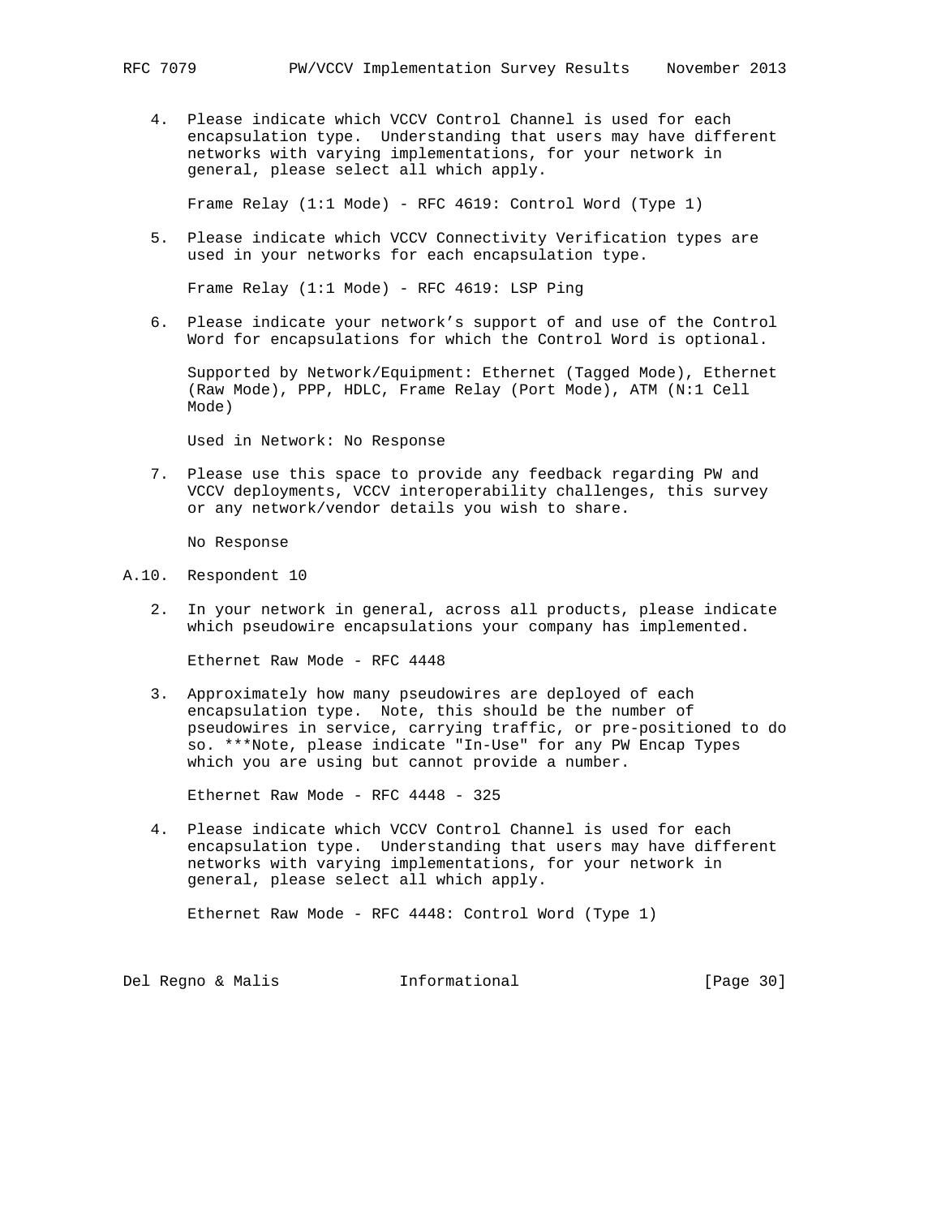4. Please indicate which VCCV Control Channel is used for each encapsulation type. Understanding that users may have different networks with varying implementations, for your network in general, please select all which apply.

   Frame Relay (1:1 Mode) - RFC 4619: Control Word (Type 1)

5. Please indicate which VCCV Connectivity Verification types are used in your networks for each encapsulation type.

   Frame Relay (1:1 Mode) - RFC 4619: LSP Ping

6. Please indicate your network's support of and use of the Control Word for encapsulations for which the Control Word is optional.

   Supported by Network/Equipment: Ethernet (Tagged Mode), Ethernet (Raw Mode), PPP, HDLC, Frame Relay (Port Mode), ATM (N:1 Cell Mode)

   Used in Network: No Response

7. Please use this space to provide any feedback regarding PW and VCCV deployments, VCCV interoperability challenges, this survey or any network/vendor details you wish to share.

   No Response

## A.10. Respondent 10

2. In your network in general, across all products, please indicate which pseudowire encapsulations your company has implemented.

   Ethernet Raw Mode - RFC 4448

3. Approximately how many pseudowires are deployed of each encapsulation type. Note, this should be the number of pseudowires in service, carrying traffic, or pre-positioned to do so. ***Note, please indicate "In-Use" for any PW Encap Types which you are using but cannot provide a number.

   Ethernet Raw Mode - RFC 4448 - 325

4. Please indicate which VCCV Control Channel is used for each encapsulation type. Understanding that users may have different networks with varying implementations, for your network in general, please select all which apply.

   Ethernet Raw Mode - RFC 4448: Control Word (Type 1)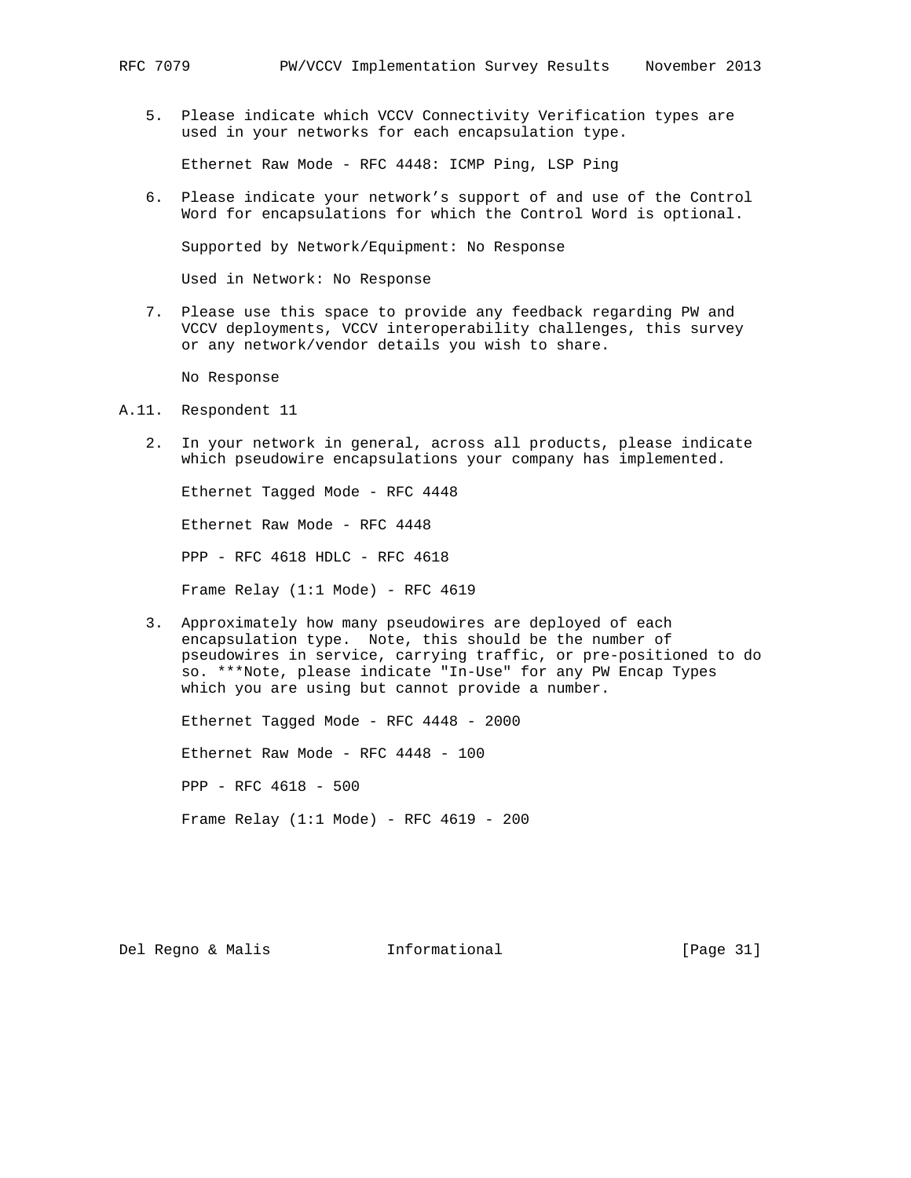5. Please indicate which VCCV Connectivity Verification types are used in your networks for each encapsulation type.

   Ethernet Raw Mode - RFC 4448: ICMP Ping, LSP Ping

6. Please indicate your network's support of and use of the Control Word for encapsulations for which the Control Word is optional.

   Supported by Network/Equipment: No Response

   Used in Network: No Response

7. Please use this space to provide any feedback regarding PW and VCCV deployments, VCCV interoperability challenges, this survey or any network/vendor details you wish to share.

   No Response

## A.11. Respondent 11

2. In your network in general, across all products, please indicate which pseudowire encapsulations your company has implemented.

   Ethernet Tagged Mode - RFC 4448

   Ethernet Raw Mode - RFC 4448

   PPP - RFC 4618 HDLC - RFC 4618

   Frame Relay (1:1 Mode) - RFC 4619

3. Approximately how many pseudowires are deployed of each encapsulation type. Note, this should be the number of pseudowires in service, carrying traffic, or pre-positioned to do so. ***Note, please indicate "In-Use" for any PW Encap Types which you are using but cannot provide a number.

   Ethernet Tagged Mode - RFC 4448 - 2000

   Ethernet Raw Mode - RFC 4448 - 100

   PPP - RFC 4618 - 500

   Frame Relay (1:1 Mode) - RFC 4619 - 200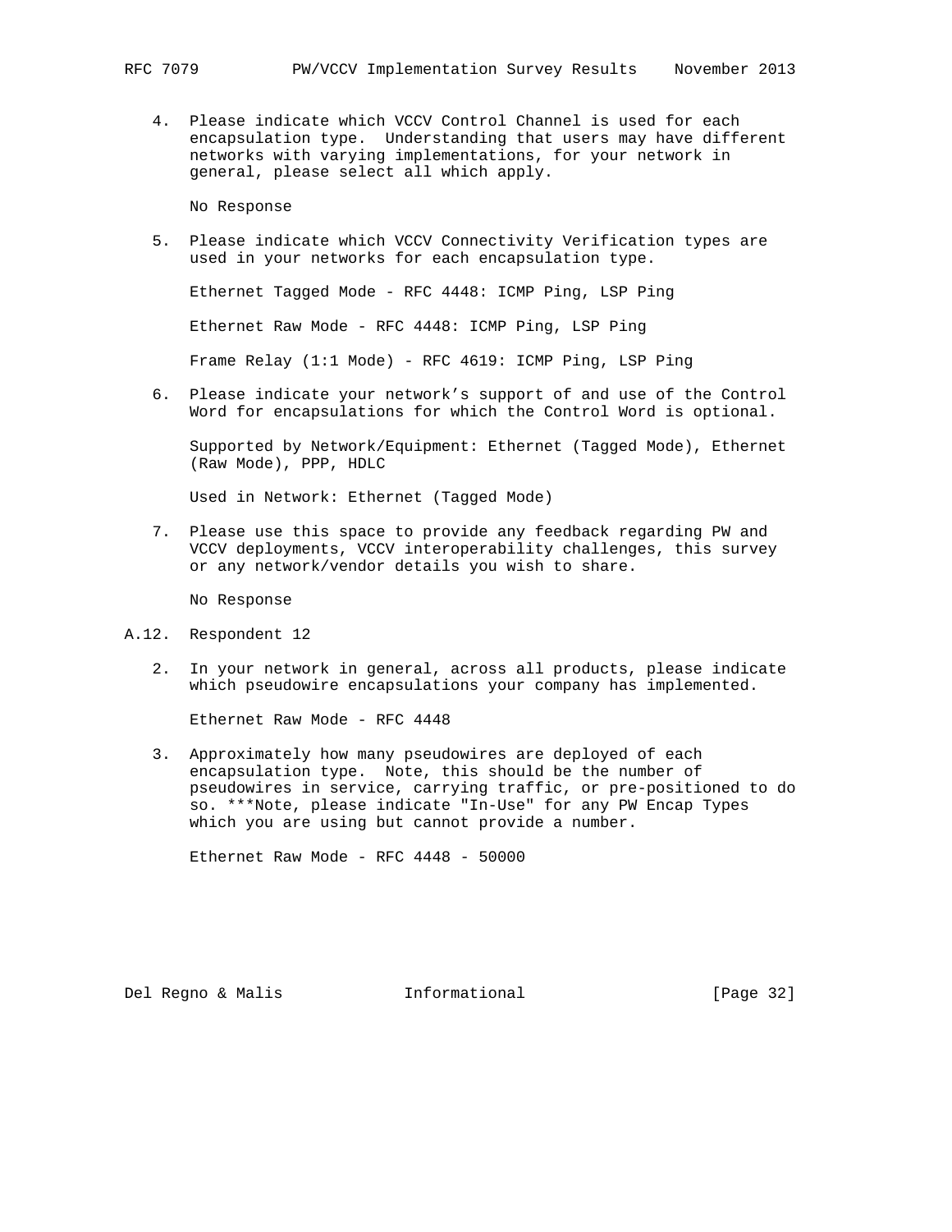4. Please indicate which VCCV Control Channel is used for each encapsulation type. Understanding that users may have different networks with varying implementations, for your network in general, please select all which apply.

   No Response

5. Please indicate which VCCV Connectivity Verification types are used in your networks for each encapsulation type.

   Ethernet Tagged Mode - RFC 4448: ICMP Ping, LSP Ping

   Ethernet Raw Mode - RFC 4448: ICMP Ping, LSP Ping

   Frame Relay (1:1 Mode) - RFC 4619: ICMP Ping, LSP Ping

6. Please indicate your network's support of and use of the Control Word for encapsulations for which the Control Word is optional.

   Supported by Network/Equipment: Ethernet (Tagged Mode), Ethernet (Raw Mode), PPP, HDLC

   Used in Network: Ethernet (Tagged Mode)

7. Please use this space to provide any feedback regarding PW and VCCV deployments, VCCV interoperability challenges, this survey or any network/vendor details you wish to share.

   No Response

## A.12. Respondent 12

2. In your network in general, across all products, please indicate which pseudowire encapsulations your company has implemented.

   Ethernet Raw Mode - RFC 4448

3. Approximately how many pseudowires are deployed of each encapsulation type. Note, this should be the number of pseudowires in service, carrying traffic, or pre-positioned to do so. ***Note, please indicate "In-Use" for any PW Encap Types which you are using but cannot provide a number.

   Ethernet Raw Mode - RFC 4448 - 50000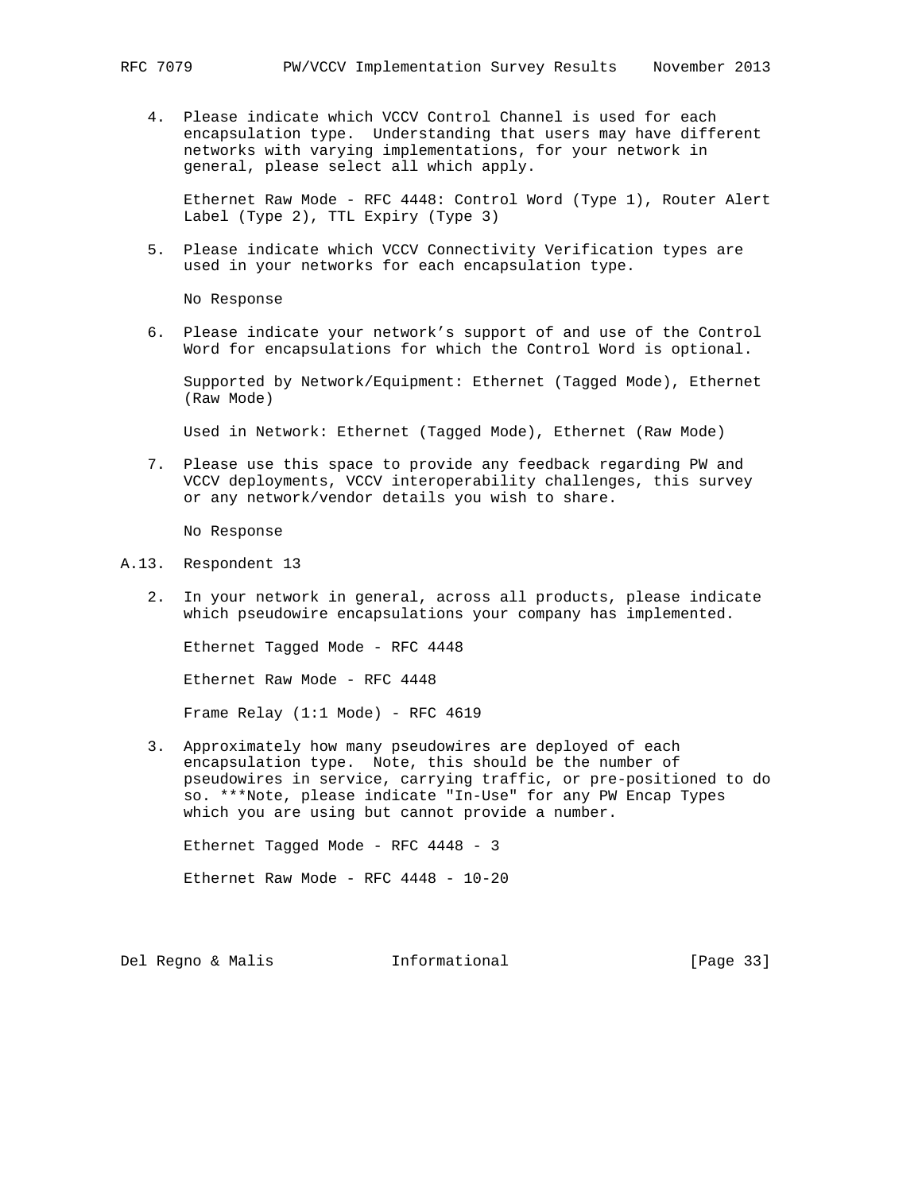4. Please indicate which VCCV Control Channel is used for each encapsulation type. Understanding that users may have different networks with varying implementations, for your network in general, please select all which apply.

   Ethernet Raw Mode - RFC 4448: Control Word (Type 1), Router Alert Label (Type 2), TTL Expiry (Type 3)

5. Please indicate which VCCV Connectivity Verification types are used in your networks for each encapsulation type.

   No Response

6. Please indicate your network's support of and use of the Control Word for encapsulations for which the Control Word is optional.

   Supported by Network/Equipment: Ethernet (Tagged Mode), Ethernet (Raw Mode)

   Used in Network: Ethernet (Tagged Mode), Ethernet (Raw Mode)

7. Please use this space to provide any feedback regarding PW and VCCV deployments, VCCV interoperability challenges, this survey or any network/vendor details you wish to share.

   No Response

## A.13. Respondent 13

2. In your network in general, across all products, please indicate which pseudowire encapsulations your company has implemented.

   Ethernet Tagged Mode - RFC 4448

   Ethernet Raw Mode - RFC 4448

   Frame Relay (1:1 Mode) - RFC 4619

3. Approximately how many pseudowires are deployed of each encapsulation type. Note, this should be the number of pseudowires in service, carrying traffic, or pre-positioned to do so. ***Note, please indicate "In-Use" for any PW Encap Types which you are using but cannot provide a number.

   Ethernet Tagged Mode - RFC 4448 - 3

   Ethernet Raw Mode - RFC 4448 - 10-20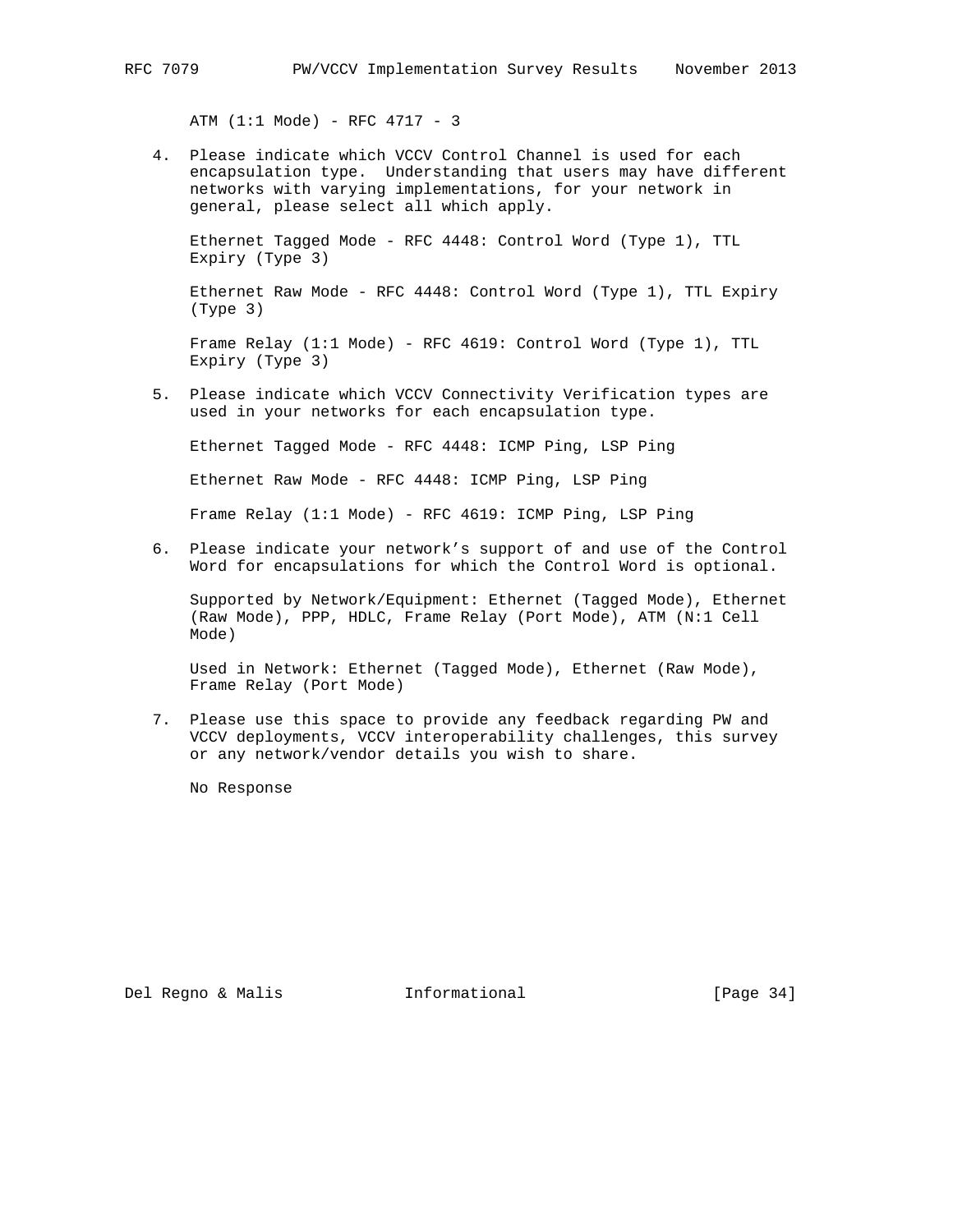ATM (1:1 Mode) - RFC 4717 - 3

4. Please indicate which VCCV Control Channel is used for each encapsulation type. Understanding that users may have different networks with varying implementations, for your network in general, please select all which apply.

   Ethernet Tagged Mode - RFC 4448: Control Word (Type 1), TTL Expiry (Type 3)

   Ethernet Raw Mode - RFC 4448: Control Word (Type 1), TTL Expiry (Type 3)

   Frame Relay (1:1 Mode) - RFC 4619: Control Word (Type 1), TTL Expiry (Type 3)

5. Please indicate which VCCV Connectivity Verification types are used in your networks for each encapsulation type.

   Ethernet Tagged Mode - RFC 4448: ICMP Ping, LSP Ping

   Ethernet Raw Mode - RFC 4448: ICMP Ping, LSP Ping

   Frame Relay (1:1 Mode) - RFC 4619: ICMP Ping, LSP Ping

6. Please indicate your network's support of and use of the Control Word for encapsulations for which the Control Word is optional.

   Supported by Network/Equipment: Ethernet (Tagged Mode), Ethernet (Raw Mode), PPP, HDLC, Frame Relay (Port Mode), ATM (N:1 Cell Mode)

   Used in Network: Ethernet (Tagged Mode), Ethernet (Raw Mode), Frame Relay (Port Mode)

7. Please use this space to provide any feedback regarding PW and VCCV deployments, VCCV interoperability challenges, this survey or any network/vendor details you wish to share.

   No Response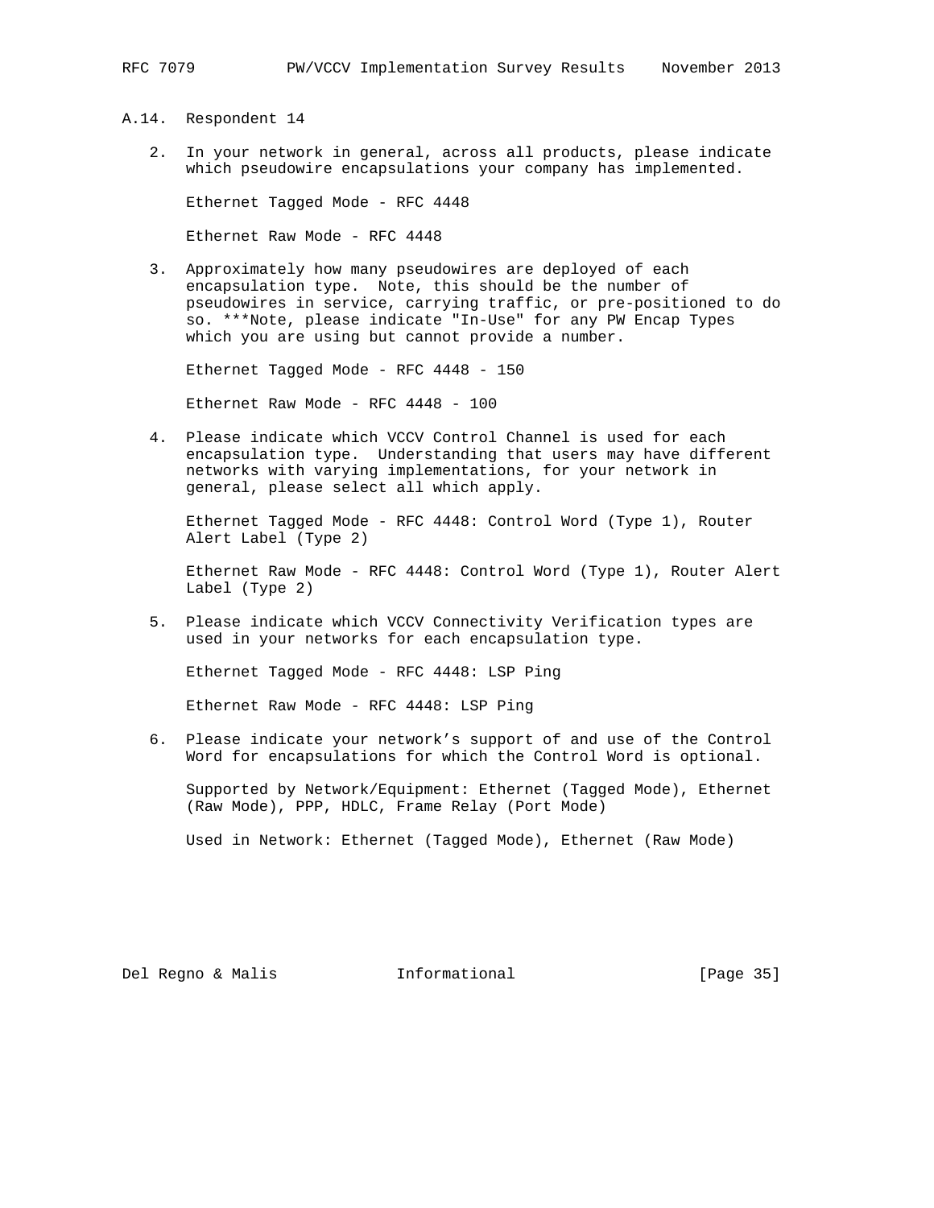### A.14. Respondent 14

2. In your network in general, across all products, please indicate which pseudowire encapsulations your company has implemented.

   Ethernet Tagged Mode - RFC 4448

   Ethernet Raw Mode - RFC 4448

3. Approximately how many pseudowires are deployed of each encapsulation type. Note, this should be the number of pseudowires in service, carrying traffic, or pre-positioned to do so. ***Note, please indicate "In-Use" for any PW Encap Types which you are using but cannot provide a number.

   Ethernet Tagged Mode - RFC 4448 - 150

   Ethernet Raw Mode - RFC 4448 - 100

4. Please indicate which VCCV Control Channel is used for each encapsulation type. Understanding that users may have different networks with varying implementations, for your network in general, please select all which apply.

   Ethernet Tagged Mode - RFC 4448: Control Word (Type 1), Router Alert Label (Type 2)

   Ethernet Raw Mode - RFC 4448: Control Word (Type 1), Router Alert Label (Type 2)

5. Please indicate which VCCV Connectivity Verification types are used in your networks for each encapsulation type.

   Ethernet Tagged Mode - RFC 4448: LSP Ping

   Ethernet Raw Mode - RFC 4448: LSP Ping

6. Please indicate your network's support of and use of the Control Word for encapsulations for which the Control Word is optional.

   Supported by Network/Equipment: Ethernet (Tagged Mode), Ethernet (Raw Mode), PPP, HDLC, Frame Relay (Port Mode)

   Used in Network: Ethernet (Tagged Mode), Ethernet (Raw Mode)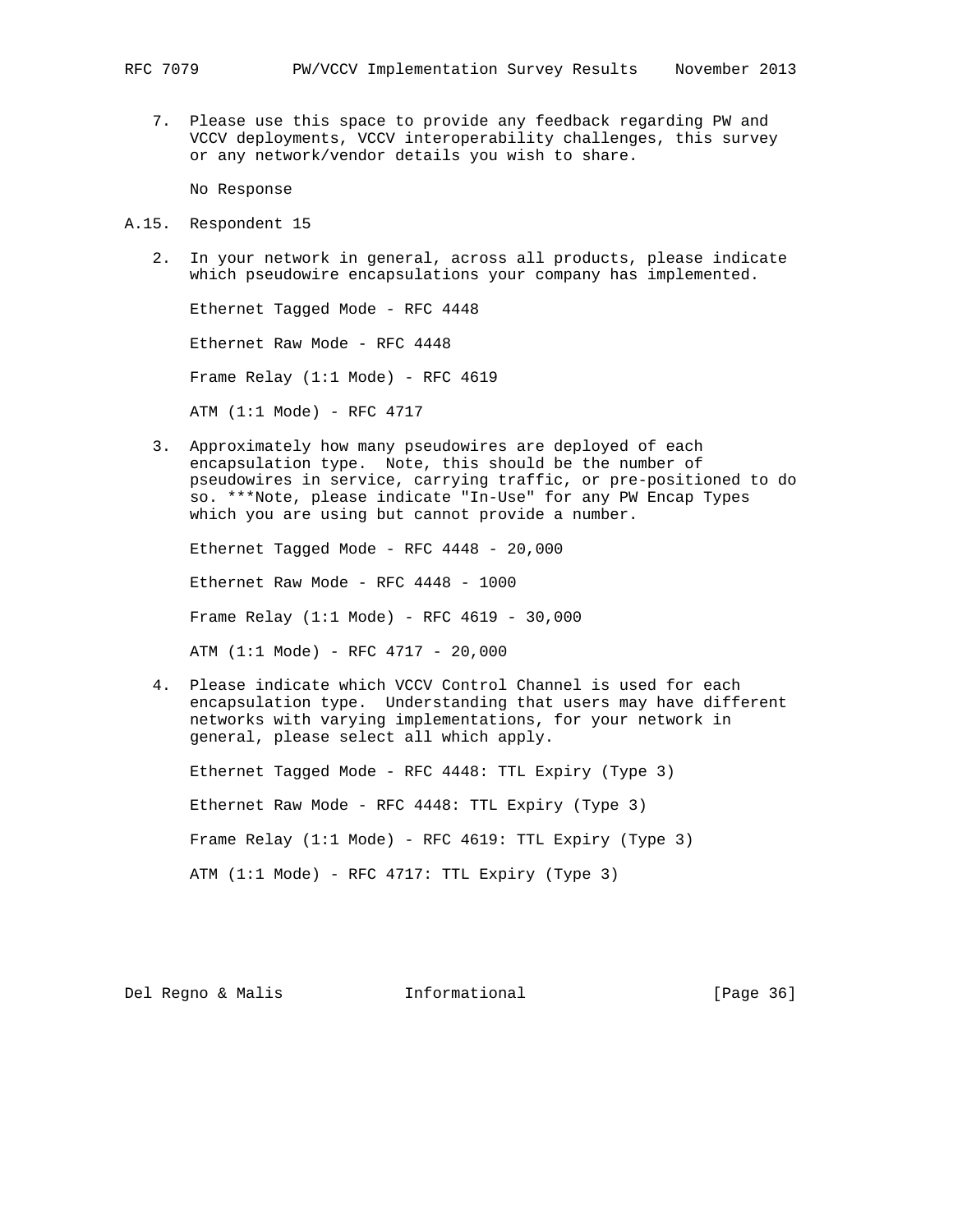7. Please use this space to provide any feedback regarding PW and VCCV deployments, VCCV interoperability challenges, this survey or any network/vendor details you wish to share.

   No Response

### A.15. Respondent 15

2. In your network in general, across all products, please indicate which pseudowire encapsulations your company has implemented.

   Ethernet Tagged Mode - RFC 4448

   Ethernet Raw Mode - RFC 4448

   Frame Relay (1:1 Mode) - RFC 4619

   ATM (1:1 Mode) - RFC 4717

3. Approximately how many pseudowires are deployed of each encapsulation type. Note, this should be the number of pseudowires in service, carrying traffic, or pre-positioned to do so. ***Note, please indicate "In-Use" for any PW Encap Types which you are using but cannot provide a number.

   Ethernet Tagged Mode - RFC 4448 - 20,000

   Ethernet Raw Mode - RFC 4448 - 1000

   Frame Relay (1:1 Mode) - RFC 4619 - 30,000

   ATM (1:1 Mode) - RFC 4717 - 20,000

4. Please indicate which VCCV Control Channel is used for each encapsulation type. Understanding that users may have different networks with varying implementations, for your network in general, please select all which apply.

   Ethernet Tagged Mode - RFC 4448: TTL Expiry (Type 3)

   Ethernet Raw Mode - RFC 4448: TTL Expiry (Type 3)

   Frame Relay (1:1 Mode) - RFC 4619: TTL Expiry (Type 3)

   ATM (1:1 Mode) - RFC 4717: TTL Expiry (Type 3)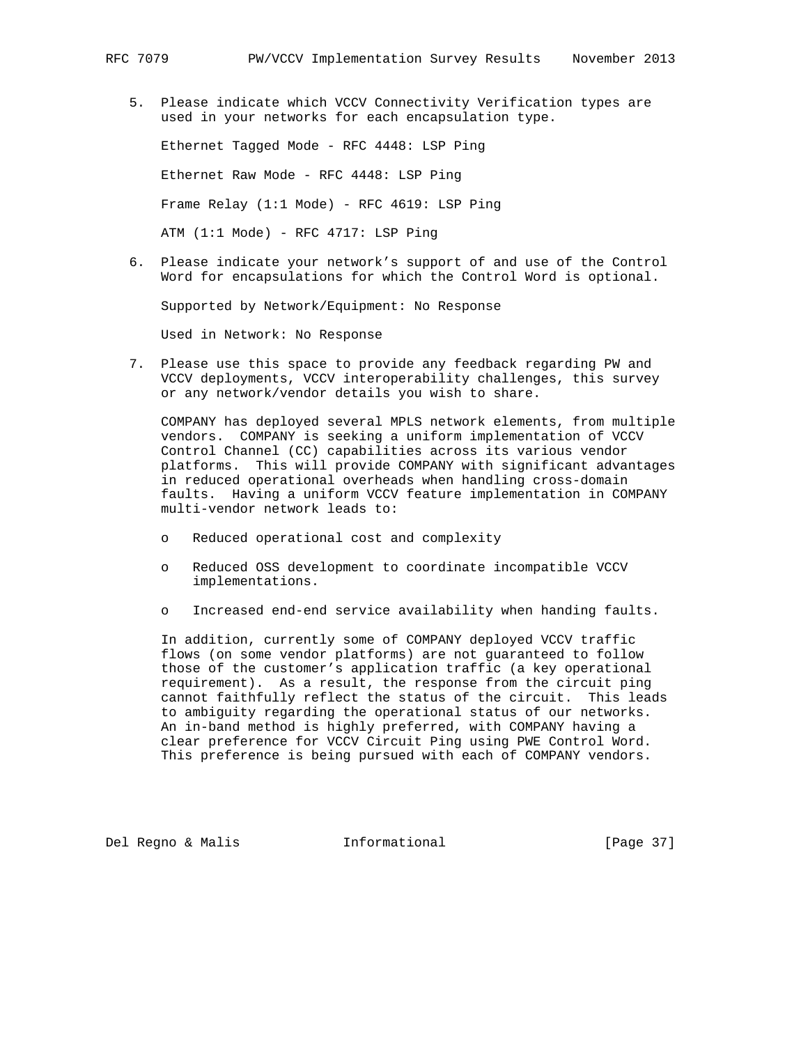5. Please indicate which VCCV Connectivity Verification types are used in your networks for each encapsulation type.

   Ethernet Tagged Mode - RFC 4448: LSP Ping

   Ethernet Raw Mode - RFC 4448: LSP Ping

   Frame Relay (1:1 Mode) - RFC 4619: LSP Ping

   ATM (1:1 Mode) - RFC 4717: LSP Ping

6. Please indicate your network's support of and use of the Control Word for encapsulations for which the Control Word is optional.

   Supported by Network/Equipment: No Response

   Used in Network: No Response

7. Please use this space to provide any feedback regarding PW and VCCV deployments, VCCV interoperability challenges, this survey or any network/vendor details you wish to share.

   COMPANY has deployed several MPLS network elements, from multiple vendors. COMPANY is seeking a uniform implementation of VCCV Control Channel (CC) capabilities across its various vendor platforms. This will provide COMPANY with significant advantages in reduced operational overheads when handling cross-domain faults. Having a uniform VCCV feature implementation in COMPANY multi-vendor network leads to:

   - Reduced operational cost and complexity

   - Reduced OSS development to coordinate incompatible VCCV implementations.

   - Increased end-end service availability when handing faults.

   In addition, currently some of COMPANY deployed VCCV traffic flows (on some vendor platforms) are not guaranteed to follow those of the customer's application traffic (a key operational requirement). As a result, the response from the circuit ping cannot faithfully reflect the status of the circuit. This leads to ambiguity regarding the operational status of our networks. An in-band method is highly preferred, with COMPANY having a clear preference for VCCV Circuit Ping using PWE Control Word. This preference is being pursued with each of COMPANY vendors.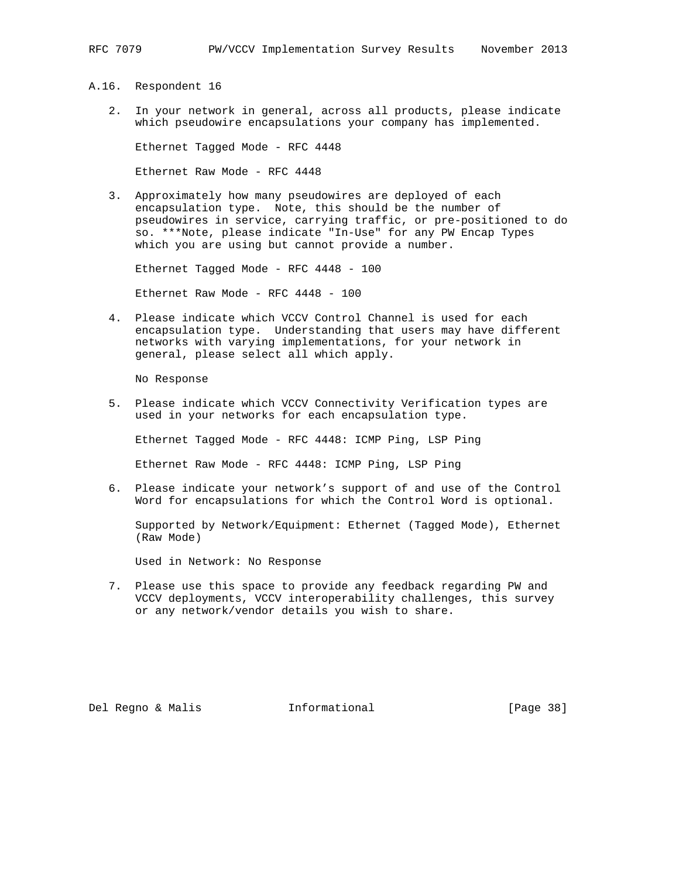## A.16. Respondent 16

2. In your network in general, across all products, please indicate which pseudowire encapsulations your company has implemented.

   Ethernet Tagged Mode - RFC 4448

   Ethernet Raw Mode - RFC 4448

3. Approximately how many pseudowires are deployed of each encapsulation type. Note, this should be the number of pseudowires in service, carrying traffic, or pre-positioned to do so. ***Note, please indicate "In-Use" for any PW Encap Types which you are using but cannot provide a number.

   Ethernet Tagged Mode - RFC 4448 - 100

   Ethernet Raw Mode - RFC 4448 - 100

4. Please indicate which VCCV Control Channel is used for each encapsulation type. Understanding that users may have different networks with varying implementations, for your network in general, please select all which apply.

   No Response

5. Please indicate which VCCV Connectivity Verification types are used in your networks for each encapsulation type.

   Ethernet Tagged Mode - RFC 4448: ICMP Ping, LSP Ping

   Ethernet Raw Mode - RFC 4448: ICMP Ping, LSP Ping

6. Please indicate your network's support of and use of the Control Word for encapsulations for which the Control Word is optional.

   Supported by Network/Equipment: Ethernet (Tagged Mode), Ethernet (Raw Mode)

   Used in Network: No Response

7. Please use this space to provide any feedback regarding PW and VCCV deployments, VCCV interoperability challenges, this survey or any network/vendor details you wish to share.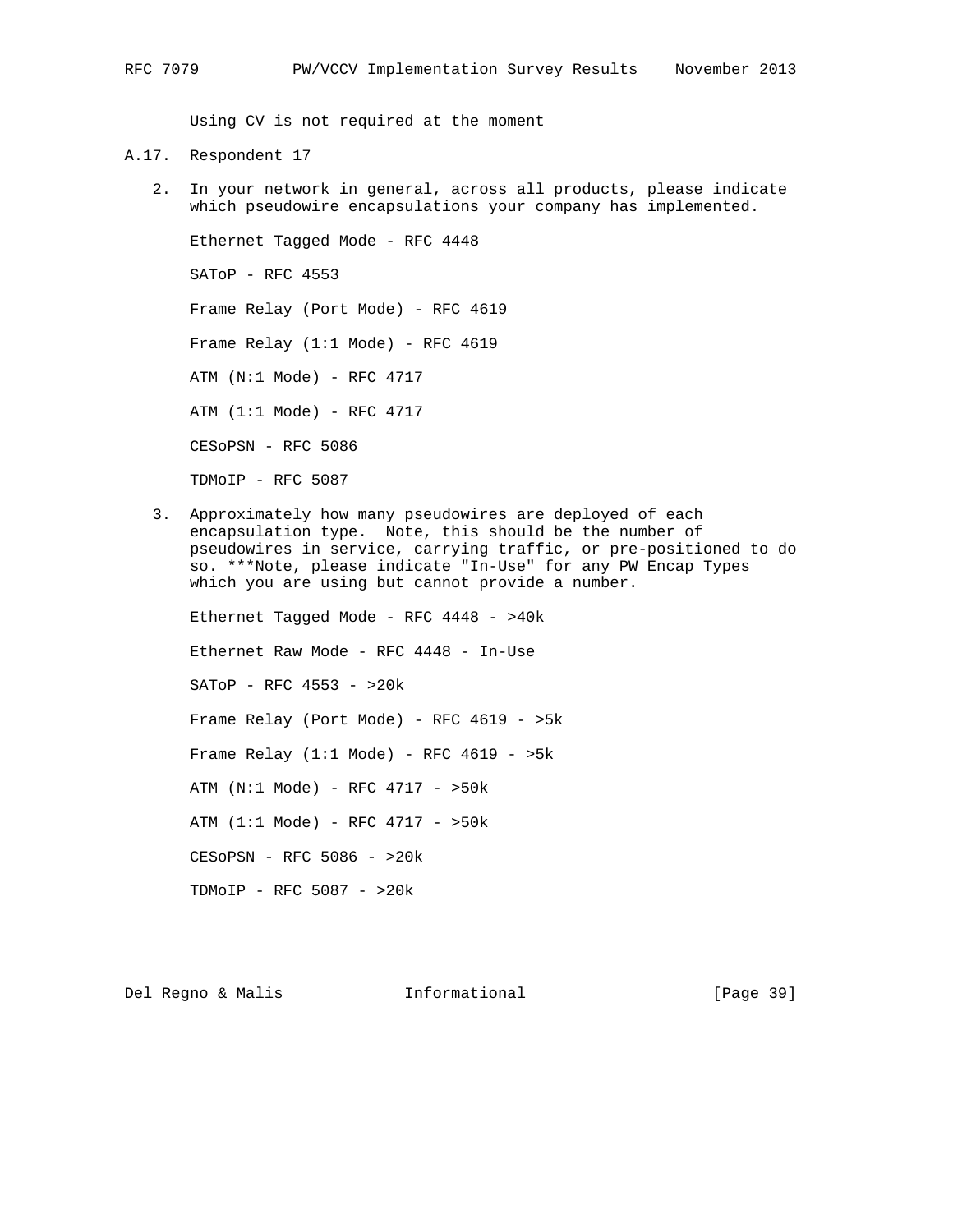Using CV is not required at the moment

## A.17. Respondent 17

2. In your network in general, across all products, please indicate which pseudowire encapsulations your company has implemented.

   Ethernet Tagged Mode - RFC 4448

   SAToP - RFC 4553

   Frame Relay (Port Mode) - RFC 4619

   Frame Relay (1:1 Mode) - RFC 4619

   ATM (N:1 Mode) - RFC 4717

   ATM (1:1 Mode) - RFC 4717

   CESoPSN - RFC 5086

   TDMoIP - RFC 5087

3. Approximately how many pseudowires are deployed of each encapsulation type. Note, this should be the number of pseudowires in service, carrying traffic, or pre-positioned to do so. ***Note, please indicate "In-Use" for any PW Encap Types which you are using but cannot provide a number.

   Ethernet Tagged Mode - RFC 4448 - >40k

   Ethernet Raw Mode - RFC 4448 - In-Use

   SAToP - RFC 4553 - >20k

   Frame Relay (Port Mode) - RFC 4619 - >5k

   Frame Relay (1:1 Mode) - RFC 4619 - >5k

   ATM (N:1 Mode) - RFC 4717 - >50k

   ATM (1:1 Mode) - RFC 4717 - >50k

   CESoPSN - RFC 5086 - >20k

   TDMoIP - RFC 5087 - >20k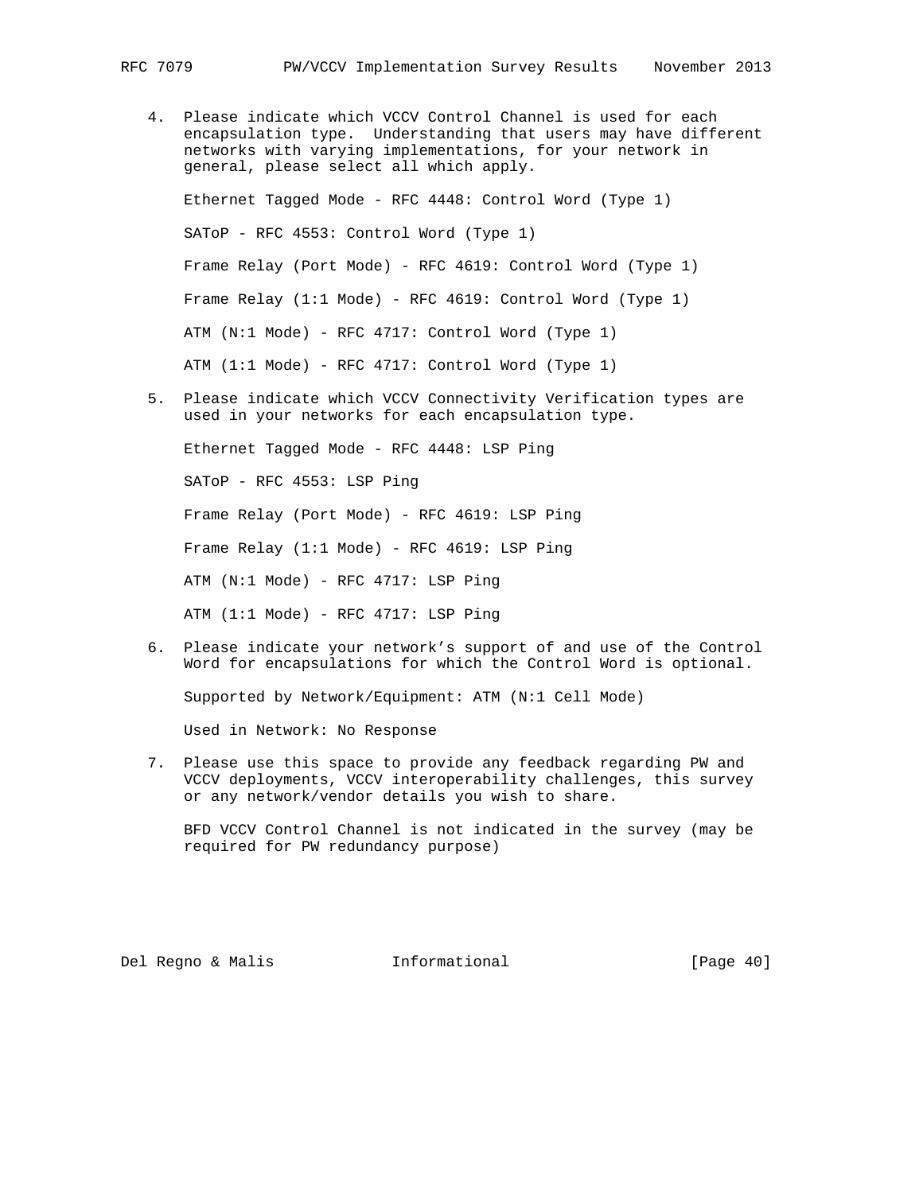4. Please indicate which VCCV Control Channel is used for each encapsulation type. Understanding that users may have different networks with varying implementations, for your network in general, please select all which apply.

   Ethernet Tagged Mode - RFC 4448: Control Word (Type 1)

   SAToP - RFC 4553: Control Word (Type 1)

   Frame Relay (Port Mode) - RFC 4619: Control Word (Type 1)

   Frame Relay (1:1 Mode) - RFC 4619: Control Word (Type 1)

   ATM (N:1 Mode) - RFC 4717: Control Word (Type 1)

   ATM (1:1 Mode) - RFC 4717: Control Word (Type 1)

5. Please indicate which VCCV Connectivity Verification types are used in your networks for each encapsulation type.

   Ethernet Tagged Mode - RFC 4448: LSP Ping

   SAToP - RFC 4553: LSP Ping

   Frame Relay (Port Mode) - RFC 4619: LSP Ping

   Frame Relay (1:1 Mode) - RFC 4619: LSP Ping

   ATM (N:1 Mode) - RFC 4717: LSP Ping

   ATM (1:1 Mode) - RFC 4717: LSP Ping

6. Please indicate your network's support of and use of the Control Word for encapsulations for which the Control Word is optional.

   Supported by Network/Equipment: ATM (N:1 Cell Mode)

   Used in Network: No Response

7. Please use this space to provide any feedback regarding PW and VCCV deployments, VCCV interoperability challenges, this survey or any network/vendor details you wish to share.

   BFD VCCV Control Channel is not indicated in the survey (may be required for PW redundancy purpose)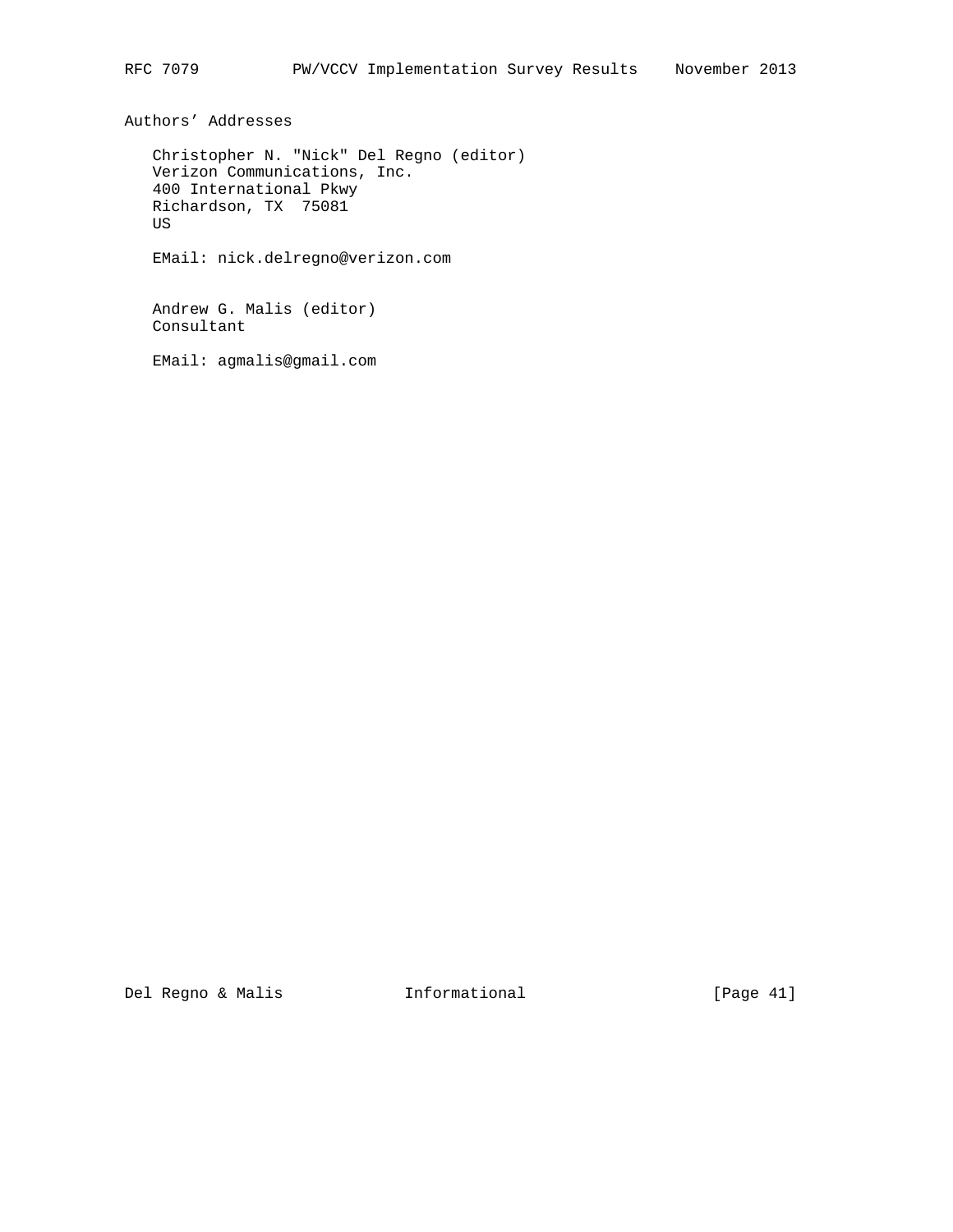## Authors' Addresses

Christopher N. "Nick" Del Regno (editor)
Verizon Communications, Inc.
400 International Pkwy
Richardson, TX  75081
US

EMail: nick.delregno@verizon.com

Andrew G. Malis (editor)
Consultant

EMail: agmalis@gmail.com